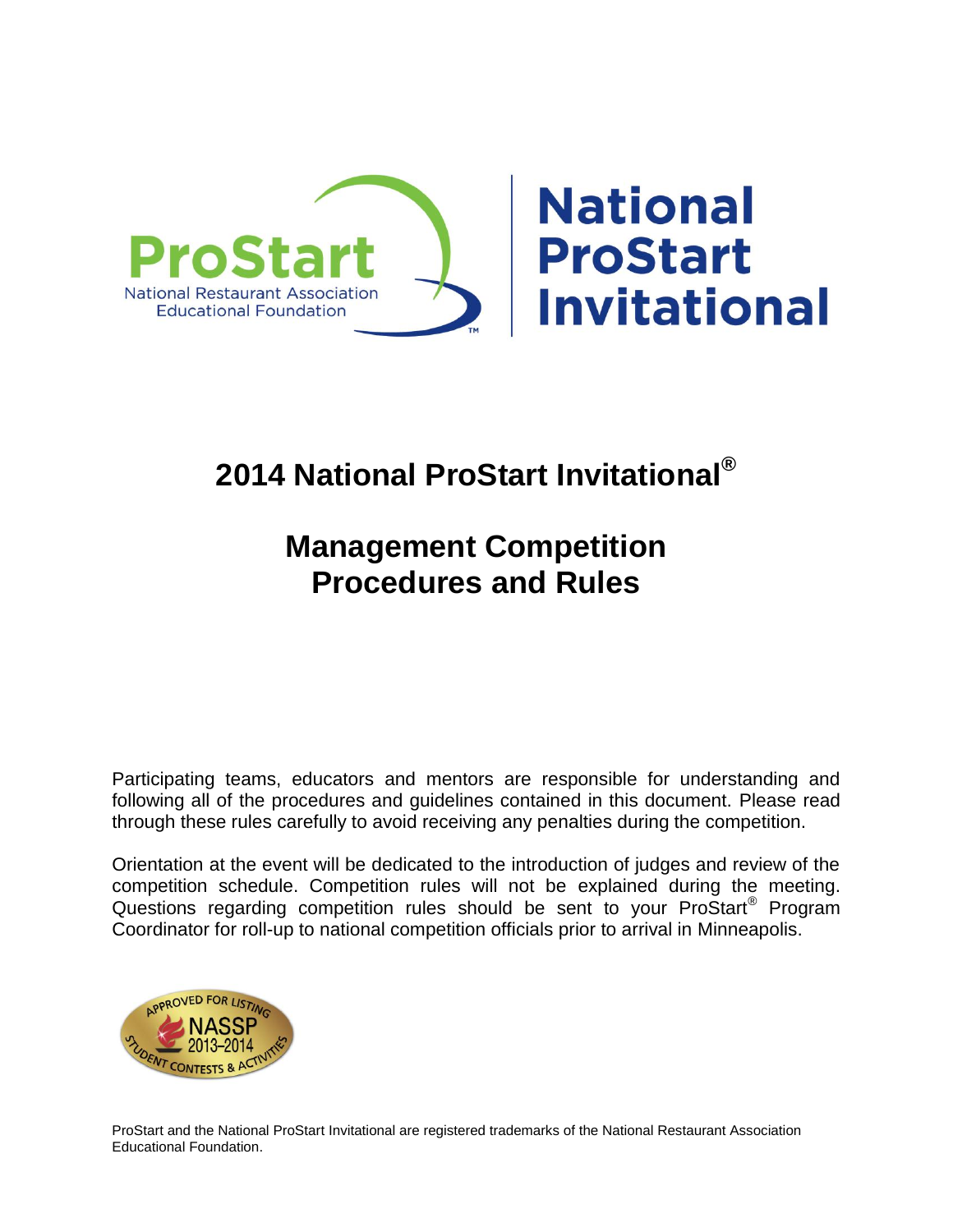# 2014 National ProStart Invitational®

## Management Competition Procedures and Rules

Participating teams, educators and mentors are responsible for understanding and following all of the procedures and guidelines contained in this document. Please read through these rules carefully to avoid receiving any penalties during the competition.

Orientation at the event will be dedicated to the introduction of judges and review of the competition schedule. Competition rules will not be explained during the meeting. Questions regarding competition rules should be sent to your ProStart® Program Coordinator for roll-up to national competition officials prior to arrival in Minneapolis.

ProStart and the National ProStart Invitational are registered trademarks of the National Restaurant Association Educational Foundation.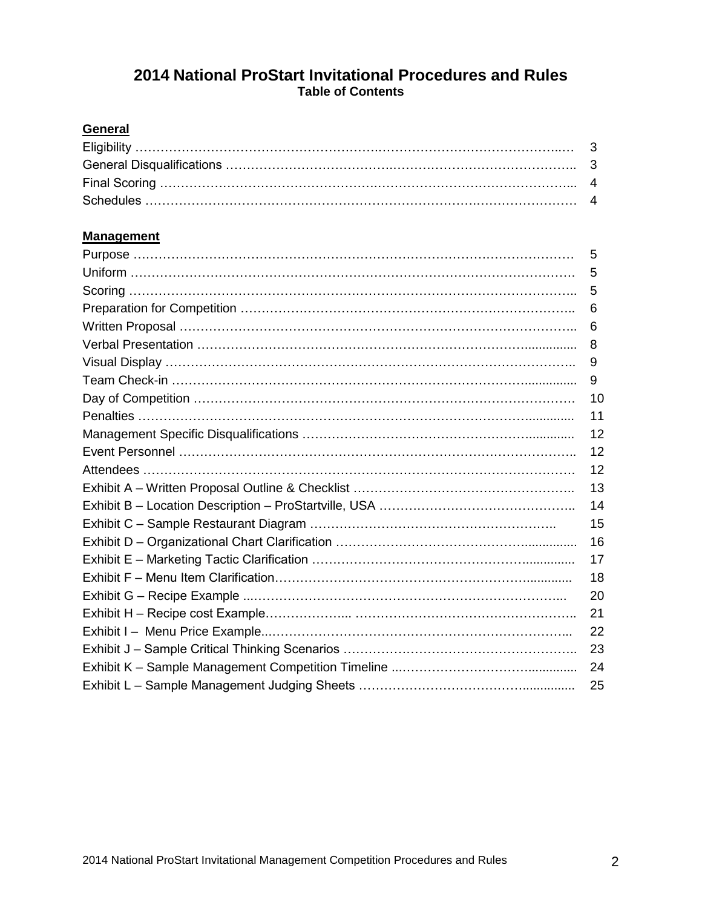# 2014 National ProStart Invitational Procedures and Rules

**Table of Contents**

## General

| | |
|---|---|
| Eligibility | 3 |
| General Disqualifications | 3 |
| Final Scoring | 4 |
| Schedules | 4 |

## Management

| | |
|---|---|
| Purpose | 5 |
| Uniform | 5 |
| Scoring | 5 |
| Preparation for Competition | 6 |
| Written Proposal | 6 |
| Verbal Presentation | 8 |
| Visual Display | 9 |
| Team Check-in | 9 |
| Day of Competition | 10 |
| Penalties | 11 |
| Management Specific Disqualifications | 12 |
| Event Personnel | 12 |
| Attendees | 12 |
| Exhibit A – Written Proposal Outline & Checklist | 13 |
| Exhibit B – Location Description – ProStartville, USA | 14 |
| Exhibit C – Sample Restaurant Diagram | 15 |
| Exhibit D – Organizational Chart Clarification | 16 |
| Exhibit E – Marketing Tactic Clarification | 17 |
| Exhibit F – Menu Item Clarification | 18 |
| Exhibit G – Recipe Example | 20 |
| Exhibit H – Recipe cost Example | 21 |
| Exhibit I – Menu Price Example | 22 |
| Exhibit J – Sample Critical Thinking Scenarios | 23 |
| Exhibit K – Sample Management Competition Timeline | 24 |
| Exhibit L – Sample Management Judging Sheets | 25 |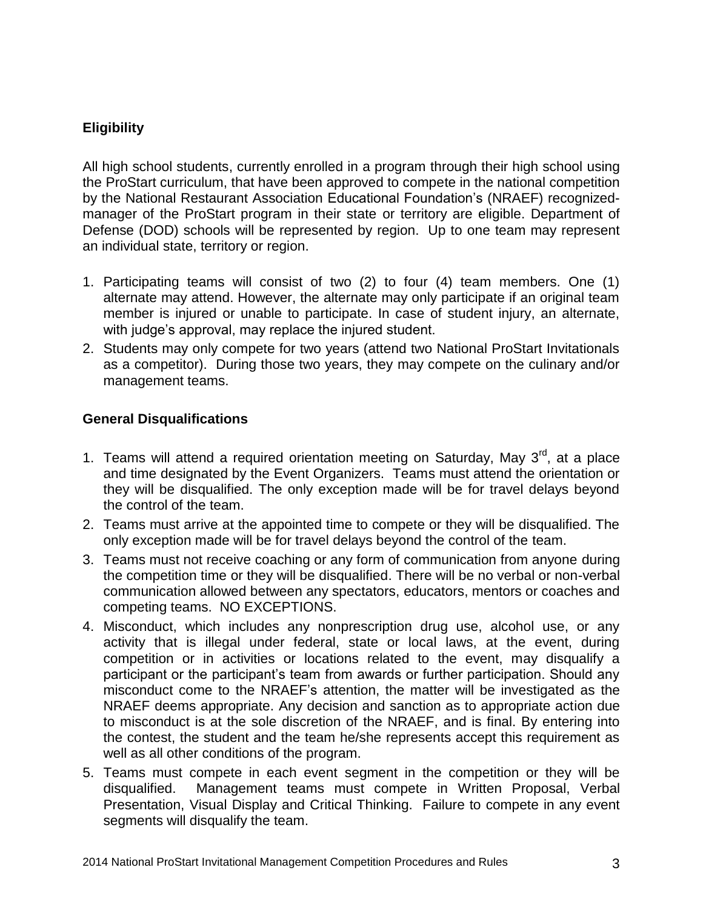## Eligibility

All high school students, currently enrolled in a program through their high school using the ProStart curriculum, that have been approved to compete in the national competition by the National Restaurant Association Educational Foundation's (NRAEF) recognized-manager of the ProStart program in their state or territory are eligible. Department of Defense (DOD) schools will be represented by region. Up to one team may represent an individual state, territory or region.

1. Participating teams will consist of two (2) to four (4) team members. One (1) alternate may attend. However, the alternate may only participate if an original team member is injured or unable to participate. In case of student injury, an alternate, with judge's approval, may replace the injured student.
2. Students may only compete for two years (attend two National ProStart Invitationals as a competitor). During those two years, they may compete on the culinary and/or management teams.

## General Disqualifications

1. Teams will attend a required orientation meeting on Saturday, May 3rd, at a place and time designated by the Event Organizers. Teams must attend the orientation or they will be disqualified. The only exception made will be for travel delays beyond the control of the team.
2. Teams must arrive at the appointed time to compete or they will be disqualified. The only exception made will be for travel delays beyond the control of the team.
3. Teams must not receive coaching or any form of communication from anyone during the competition time or they will be disqualified. There will be no verbal or non-verbal communication allowed between any spectators, educators, mentors or coaches and competing teams. NO EXCEPTIONS.
4. Misconduct, which includes any nonprescription drug use, alcohol use, or any activity that is illegal under federal, state or local laws, at the event, during competition or in activities or locations related to the event, may disqualify a participant or the participant's team from awards or further participation. Should any misconduct come to the NRAEF's attention, the matter will be investigated as the NRAEF deems appropriate. Any decision and sanction as to appropriate action due to misconduct is at the sole discretion of the NRAEF, and is final. By entering into the contest, the student and the team he/she represents accept this requirement as well as all other conditions of the program.
5. Teams must compete in each event segment in the competition or they will be disqualified. Management teams must compete in Written Proposal, Verbal Presentation, Visual Display and Critical Thinking. Failure to compete in any event segments will disqualify the team.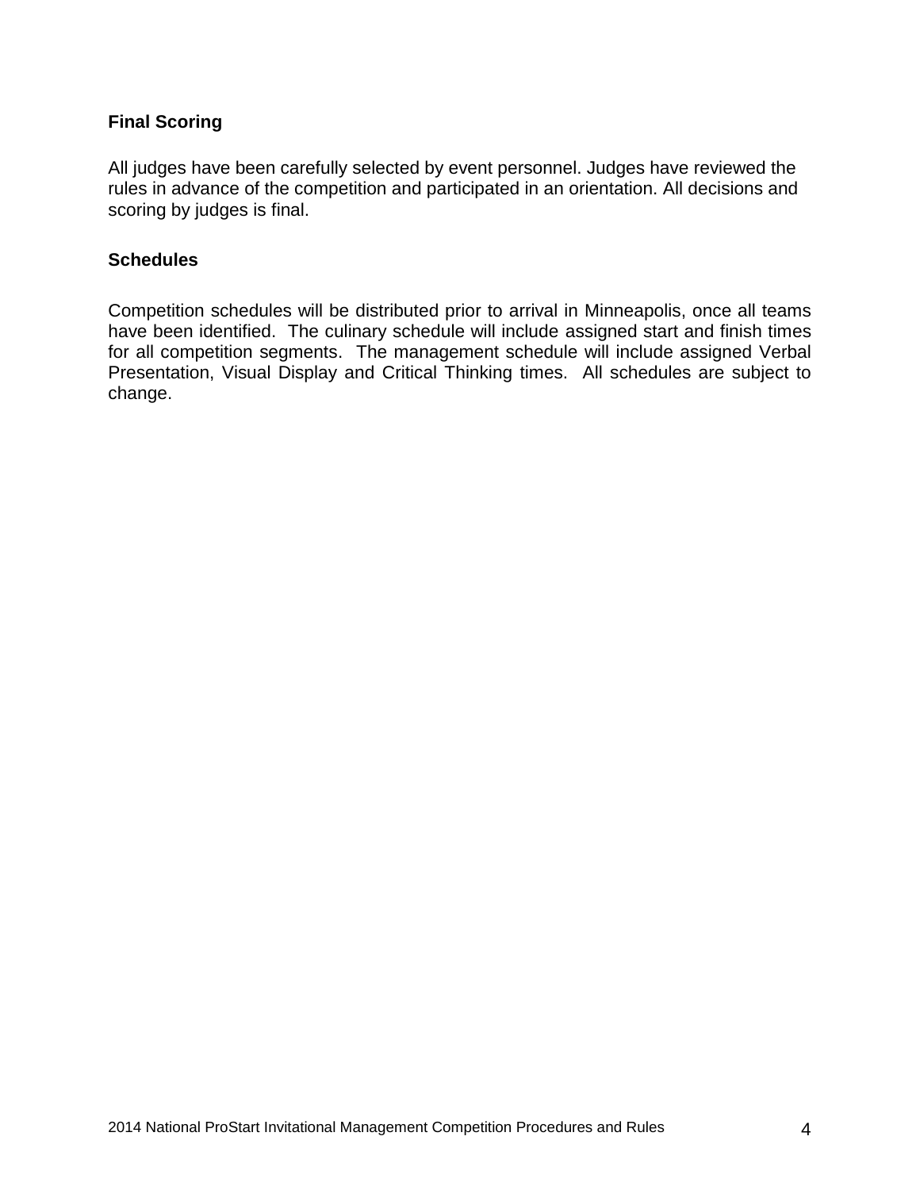### Final Scoring

All judges have been carefully selected by event personnel. Judges have reviewed the rules in advance of the competition and participated in an orientation. All decisions and scoring by judges is final.

### Schedules

Competition schedules will be distributed prior to arrival in Minneapolis, once all teams have been identified. The culinary schedule will include assigned start and finish times for all competition segments. The management schedule will include assigned Verbal Presentation, Visual Display and Critical Thinking times. All schedules are subject to change.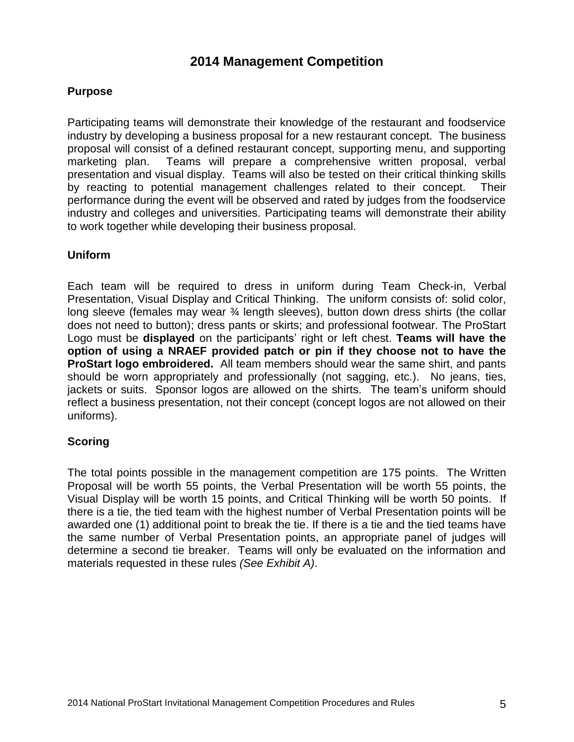# 2014 Management Competition

## Purpose

Participating teams will demonstrate their knowledge of the restaurant and foodservice industry by developing a business proposal for a new restaurant concept. The business proposal will consist of a defined restaurant concept, supporting menu, and supporting marketing plan. Teams will prepare a comprehensive written proposal, verbal presentation and visual display. Teams will also be tested on their critical thinking skills by reacting to potential management challenges related to their concept. Their performance during the event will be observed and rated by judges from the foodservice industry and colleges and universities. Participating teams will demonstrate their ability to work together while developing their business proposal.

## Uniform

Each team will be required to dress in uniform during Team Check-in, Verbal Presentation, Visual Display and Critical Thinking. The uniform consists of: solid color, long sleeve (females may wear ¾ length sleeves), button down dress shirts (the collar does not need to button); dress pants or skirts; and professional footwear. The ProStart Logo must be **displayed** on the participants' right or left chest. **Teams will have the option of using a NRAEF provided patch or pin if they choose not to have the ProStart logo embroidered.** All team members should wear the same shirt, and pants should be worn appropriately and professionally (not sagging, etc.). No jeans, ties, jackets or suits. Sponsor logos are allowed on the shirts. The team's uniform should reflect a business presentation, not their concept (concept logos are not allowed on their uniforms).

## Scoring

The total points possible in the management competition are 175 points. The Written Proposal will be worth 55 points, the Verbal Presentation will be worth 55 points, the Visual Display will be worth 15 points, and Critical Thinking will be worth 50 points. If there is a tie, the tied team with the highest number of Verbal Presentation points will be awarded one (1) additional point to break the tie. If there is a tie and the tied teams have the same number of Verbal Presentation points, an appropriate panel of judges will determine a second tie breaker. Teams will only be evaluated on the information and materials requested in these rules *(See Exhibit A)*.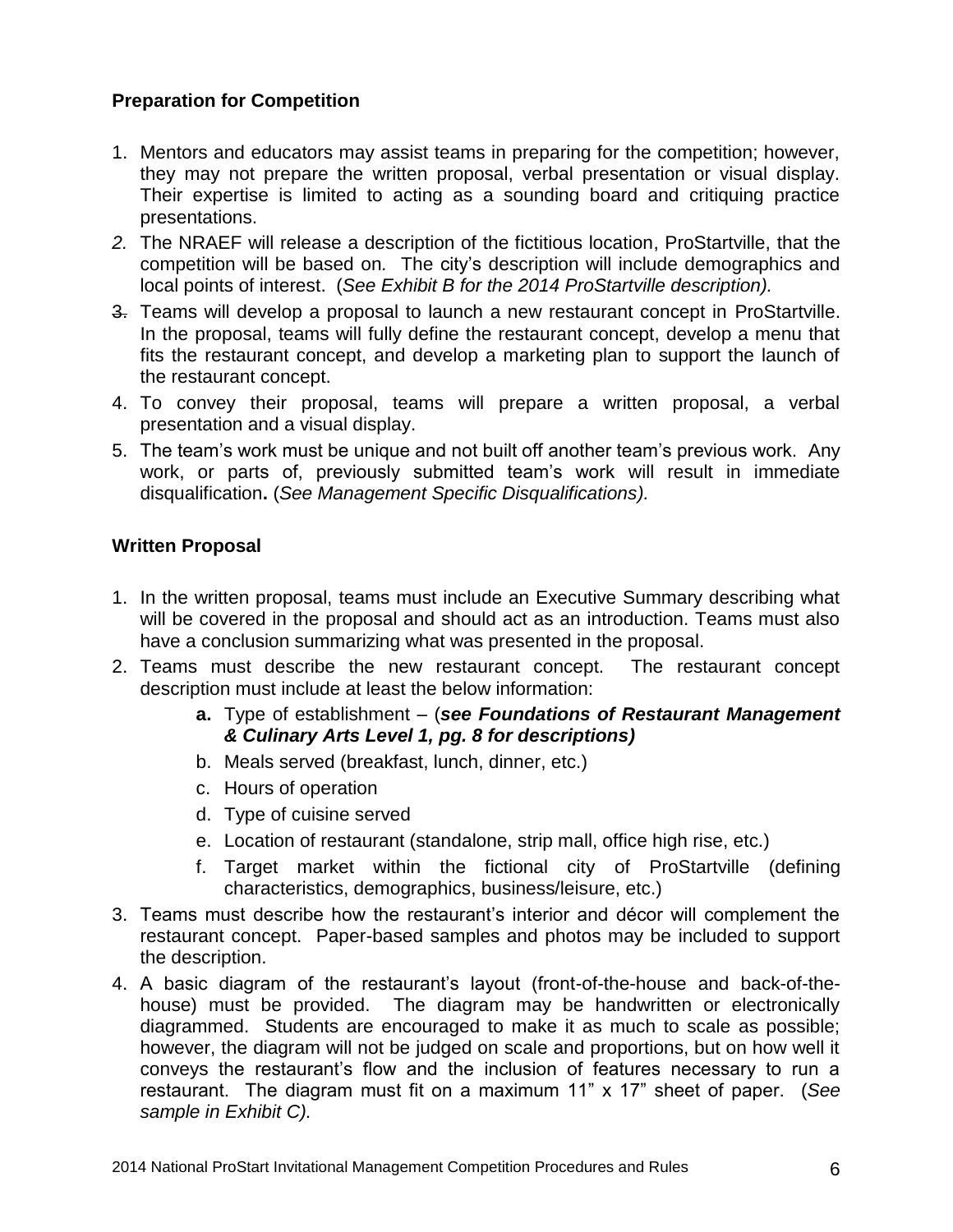**Preparation for Competition**

1. Mentors and educators may assist teams in preparing for the competition; however, they may not prepare the written proposal, verbal presentation or visual display. Their expertise is limited to acting as a sounding board and critiquing practice presentations.
2. The NRAEF will release a description of the fictitious location, ProStartville, that the competition will be based on. The city's description will include demographics and local points of interest. (*See Exhibit B for the 2014 ProStartville description).*
3. Teams will develop a proposal to launch a new restaurant concept in ProStartville. In the proposal, teams will fully define the restaurant concept, develop a menu that fits the restaurant concept, and develop a marketing plan to support the launch of the restaurant concept.
4. To convey their proposal, teams will prepare a written proposal, a verbal presentation and a visual display.
5. The team's work must be unique and not built off another team's previous work. Any work, or parts of, previously submitted team's work will result in immediate disqualification**.** (*See Management Specific Disqualifications).*

**Written Proposal**

1. In the written proposal, teams must include an Executive Summary describing what will be covered in the proposal and should act as an introduction. Teams must also have a conclusion summarizing what was presented in the proposal.
2. Teams must describe the new restaurant concept. The restaurant concept description must include at least the below information:
   - **a.** Type of establishment – (***see Foundations of Restaurant Management & Culinary Arts Level 1, pg. 8 for descriptions)***
   - b. Meals served (breakfast, lunch, dinner, etc.)
   - c. Hours of operation
   - d. Type of cuisine served
   - e. Location of restaurant (standalone, strip mall, office high rise, etc.)
   - f. Target market within the fictional city of ProStartville (defining characteristics, demographics, business/leisure, etc.)
3. Teams must describe how the restaurant's interior and décor will complement the restaurant concept. Paper-based samples and photos may be included to support the description.
4. A basic diagram of the restaurant's layout (front-of-the-house and back-of-the-house) must be provided. The diagram may be handwritten or electronically diagrammed. Students are encouraged to make it as much to scale as possible; however, the diagram will not be judged on scale and proportions, but on how well it conveys the restaurant's flow and the inclusion of features necessary to run a restaurant. The diagram must fit on a maximum 11" x 17" sheet of paper. (*See sample in Exhibit C).*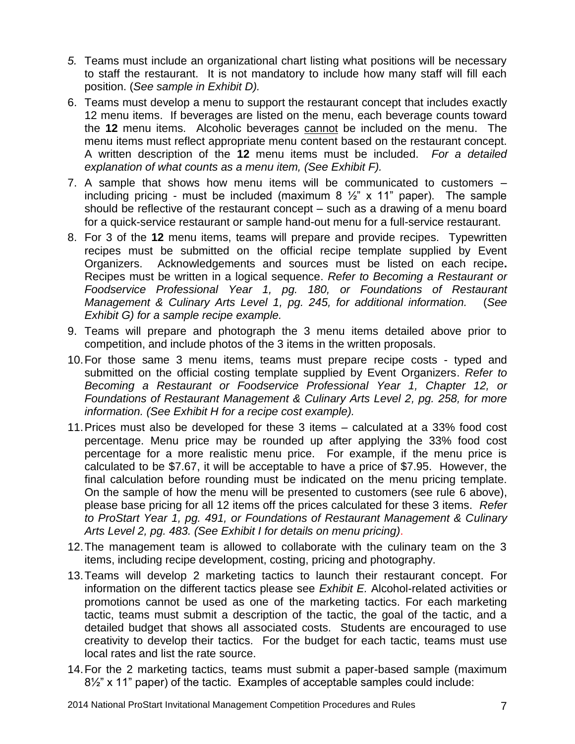*5.* Teams must include an organizational chart listing what positions will be necessary to staff the restaurant. It is not mandatory to include how many staff will fill each position. (*See sample in Exhibit D).*

6. Teams must develop a menu to support the restaurant concept that includes exactly 12 menu items. If beverages are listed on the menu, each beverage counts toward the **12** menu items. Alcoholic beverages cannot be included on the menu. The menu items must reflect appropriate menu content based on the restaurant concept. A written description of the **12** menu items must be included. *For a detailed explanation of what counts as a menu item, (See Exhibit F).*

7. A sample that shows how menu items will be communicated to customers – including pricing - must be included (maximum 8 ½" x 11" paper). The sample should be reflective of the restaurant concept – such as a drawing of a menu board for a quick-service restaurant or sample hand-out menu for a full-service restaurant.

8. For 3 of the **12** menu items, teams will prepare and provide recipes. Typewritten recipes must be submitted on the official recipe template supplied by Event Organizers. Acknowledgements and sources must be listed on each recipe**.** Recipes must be written in a logical sequence. *Refer to Becoming a Restaurant or Foodservice Professional Year 1, pg. 180, or Foundations of Restaurant Management & Culinary Arts Level 1, pg. 245, for additional information.* (*See Exhibit G) for a sample recipe example.*

9. Teams will prepare and photograph the 3 menu items detailed above prior to competition, and include photos of the 3 items in the written proposals.

10. For those same 3 menu items, teams must prepare recipe costs - typed and submitted on the official costing template supplied by Event Organizers. *Refer to Becoming a Restaurant or Foodservice Professional Year 1, Chapter 12, or Foundations of Restaurant Management & Culinary Arts Level 2, pg. 258, for more information. (See Exhibit H for a recipe cost example).*

11. Prices must also be developed for these 3 items – calculated at a 33% food cost percentage. Menu price may be rounded up after applying the 33% food cost percentage for a more realistic menu price. For example, if the menu price is calculated to be $7.67, it will be acceptable to have a price of $7.95. However, the final calculation before rounding must be indicated on the menu pricing template. On the sample of how the menu will be presented to customers (see rule 6 above), please base pricing for all 12 items off the prices calculated for these 3 items. *Refer to ProStart Year 1, pg. 491, or Foundations of Restaurant Management & Culinary Arts Level 2, pg. 483. (See Exhibit I for details on menu pricing)*.

12. The management team is allowed to collaborate with the culinary team on the 3 items, including recipe development, costing, pricing and photography.

13. Teams will develop 2 marketing tactics to launch their restaurant concept. For information on the different tactics please see *Exhibit E.* Alcohol-related activities or promotions cannot be used as one of the marketing tactics. For each marketing tactic, teams must submit a description of the tactic, the goal of the tactic, and a detailed budget that shows all associated costs. Students are encouraged to use creativity to develop their tactics. For the budget for each tactic, teams must use local rates and list the rate source.

14. For the 2 marketing tactics, teams must submit a paper-based sample (maximum 8½" x 11" paper) of the tactic. Examples of acceptable samples could include: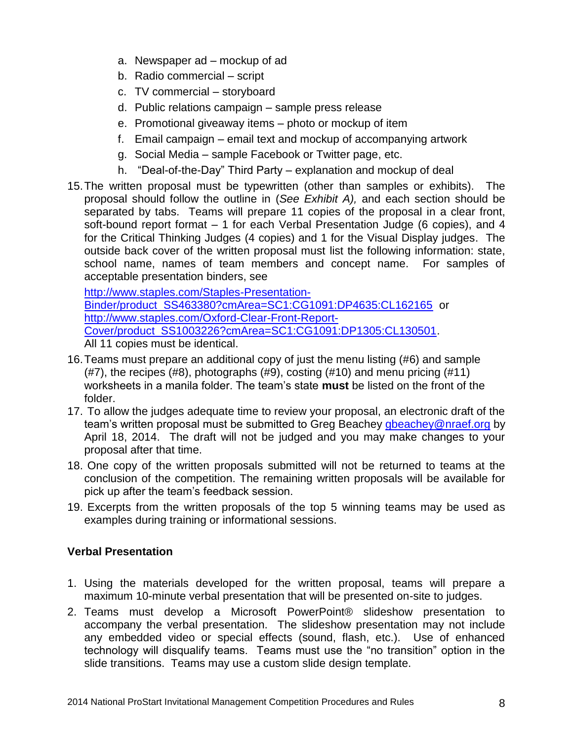a. Newspaper ad – mockup of ad
   b. Radio commercial – script
   c. TV commercial – storyboard
   d. Public relations campaign – sample press release
   e. Promotional giveaway items – photo or mockup of item
   f. Email campaign – email text and mockup of accompanying artwork
   g. Social Media – sample Facebook or Twitter page, etc.
   h. "Deal-of-the-Day" Third Party – explanation and mockup of deal

15. The written proposal must be typewritten (other than samples or exhibits). The proposal should follow the outline in (*See Exhibit A),* and each section should be separated by tabs. Teams will prepare 11 copies of the proposal in a clear front, soft-bound report format – 1 for each Verbal Presentation Judge (6 copies), and 4 for the Critical Thinking Judges (4 copies) and 1 for the Visual Display judges. The outside back cover of the written proposal must list the following information: state, school name, names of team members and concept name. For samples of acceptable presentation binders, see http://www.staples.com/Staples-Presentation-Binder/product_SS463380?cmArea=SC1:CG1091:DP4635:CL162165 or http://www.staples.com/Oxford-Clear-Front-Report-Cover/product_SS1003226?cmArea=SC1:CG1091:DP1305:CL130501. All 11 copies must be identical.
16. Teams must prepare an additional copy of just the menu listing (#6) and sample (#7), the recipes (#8), photographs (#9), costing (#10) and menu pricing (#11) worksheets in a manila folder. The team's state **must** be listed on the front of the folder.
17. To allow the judges adequate time to review your proposal, an electronic draft of the team's written proposal must be submitted to Greg Beachey gbeachey@nraef.org by April 18, 2014. The draft will not be judged and you may make changes to your proposal after that time.
18. One copy of the written proposals submitted will not be returned to teams at the conclusion of the competition. The remaining written proposals will be available for pick up after the team's feedback session.
19. Excerpts from the written proposals of the top 5 winning teams may be used as examples during training or informational sessions.

**Verbal Presentation**

1. Using the materials developed for the written proposal, teams will prepare a maximum 10-minute verbal presentation that will be presented on-site to judges.
2. Teams must develop a Microsoft PowerPoint® slideshow presentation to accompany the verbal presentation. The slideshow presentation may not include any embedded video or special effects (sound, flash, etc.). Use of enhanced technology will disqualify teams. Teams must use the "no transition" option in the slide transitions. Teams may use a custom slide design template.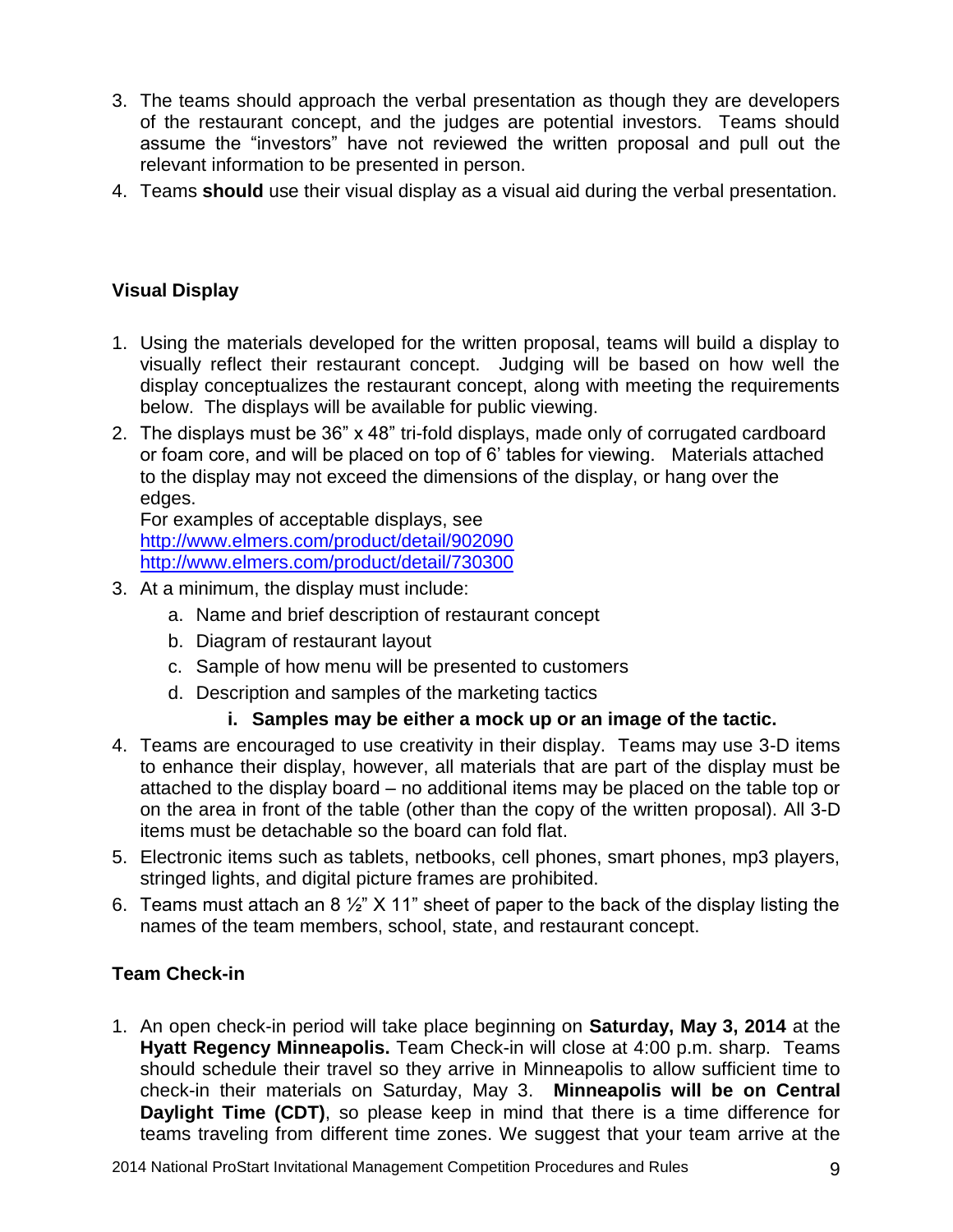3. The teams should approach the verbal presentation as though they are developers of the restaurant concept, and the judges are potential investors. Teams should assume the "investors" have not reviewed the written proposal and pull out the relevant information to be presented in person.
4. Teams **should** use their visual display as a visual aid during the verbal presentation.

### Visual Display

1. Using the materials developed for the written proposal, teams will build a display to visually reflect their restaurant concept. Judging will be based on how well the display conceptualizes the restaurant concept, along with meeting the requirements below. The displays will be available for public viewing.
2. The displays must be 36" x 48" tri-fold displays, made only of corrugated cardboard or foam core, and will be placed on top of 6' tables for viewing. Materials attached to the display may not exceed the dimensions of the display, or hang over the edges.
   For examples of acceptable displays, see
   http://www.elmers.com/product/detail/902090
   http://www.elmers.com/product/detail/730300
3. At a minimum, the display must include:
   a. Name and brief description of restaurant concept
   b. Diagram of restaurant layout
   c. Sample of how menu will be presented to customers
   d. Description and samples of the marketing tactics
      i. **Samples may be either a mock up or an image of the tactic.**
4. Teams are encouraged to use creativity in their display. Teams may use 3-D items to enhance their display, however, all materials that are part of the display must be attached to the display board – no additional items may be placed on the table top or on the area in front of the table (other than the copy of the written proposal). All 3-D items must be detachable so the board can fold flat.
5. Electronic items such as tablets, netbooks, cell phones, smart phones, mp3 players, stringed lights, and digital picture frames are prohibited.
6. Teams must attach an 8 ½" X 11" sheet of paper to the back of the display listing the names of the team members, school, state, and restaurant concept.

### Team Check-in

1. An open check-in period will take place beginning on **Saturday, May 3, 2014** at the **Hyatt Regency Minneapolis.** Team Check-in will close at 4:00 p.m. sharp. Teams should schedule their travel so they arrive in Minneapolis to allow sufficient time to check-in their materials on Saturday, May 3. **Minneapolis will be on Central Daylight Time (CDT)**, so please keep in mind that there is a time difference for teams traveling from different time zones. We suggest that your team arrive at the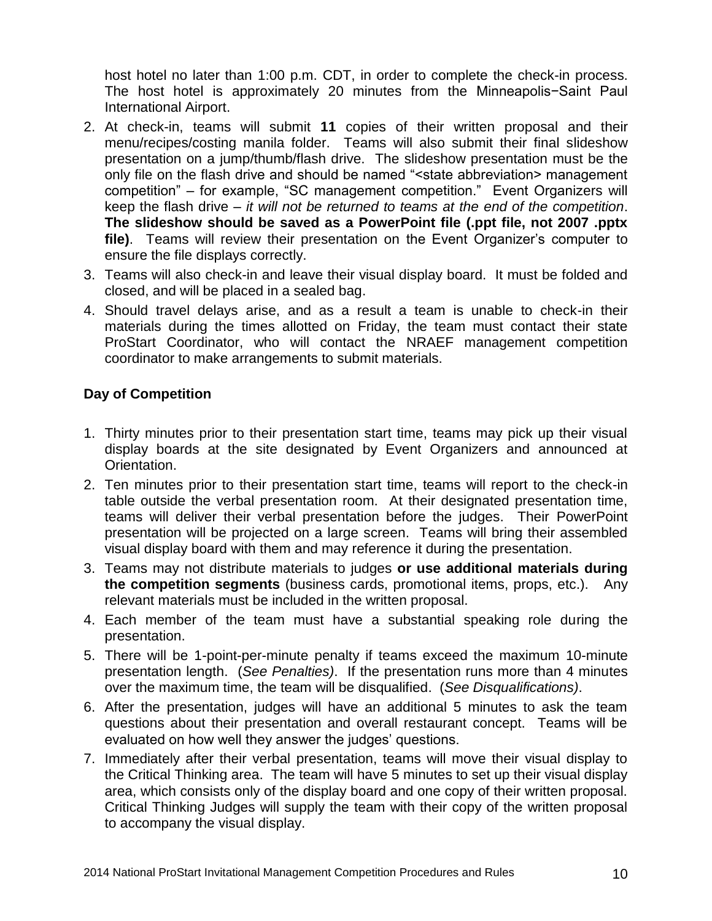host hotel no later than 1:00 p.m. CDT, in order to complete the check-in process. The host hotel is approximately 20 minutes from the Minneapolis−Saint Paul International Airport.

2. At check-in, teams will submit **11** copies of their written proposal and their menu/recipes/costing manila folder. Teams will also submit their final slideshow presentation on a jump/thumb/flash drive. The slideshow presentation must be the only file on the flash drive and should be named "<state abbreviation> management competition" – for example, "SC management competition." Event Organizers will keep the flash drive – *it will not be returned to teams at the end of the competition*. **The slideshow should be saved as a PowerPoint file (.ppt file, not 2007 .pptx file)**. Teams will review their presentation on the Event Organizer's computer to ensure the file displays correctly.
3. Teams will also check-in and leave their visual display board. It must be folded and closed, and will be placed in a sealed bag.
4. Should travel delays arise, and as a result a team is unable to check-in their materials during the times allotted on Friday, the team must contact their state ProStart Coordinator, who will contact the NRAEF management competition coordinator to make arrangements to submit materials.

**Day of Competition**

1. Thirty minutes prior to their presentation start time, teams may pick up their visual display boards at the site designated by Event Organizers and announced at Orientation.
2. Ten minutes prior to their presentation start time, teams will report to the check-in table outside the verbal presentation room. At their designated presentation time, teams will deliver their verbal presentation before the judges. Their PowerPoint presentation will be projected on a large screen. Teams will bring their assembled visual display board with them and may reference it during the presentation.
3. Teams may not distribute materials to judges **or use additional materials during the competition segments** (business cards, promotional items, props, etc.). Any relevant materials must be included in the written proposal.
4. Each member of the team must have a substantial speaking role during the presentation.
5. There will be 1-point-per-minute penalty if teams exceed the maximum 10-minute presentation length. (*See Penalties)*. If the presentation runs more than 4 minutes over the maximum time, the team will be disqualified. (*See Disqualifications)*.
6. After the presentation, judges will have an additional 5 minutes to ask the team questions about their presentation and overall restaurant concept. Teams will be evaluated on how well they answer the judges' questions.
7. Immediately after their verbal presentation, teams will move their visual display to the Critical Thinking area. The team will have 5 minutes to set up their visual display area, which consists only of the display board and one copy of their written proposal. Critical Thinking Judges will supply the team with their copy of the written proposal to accompany the visual display.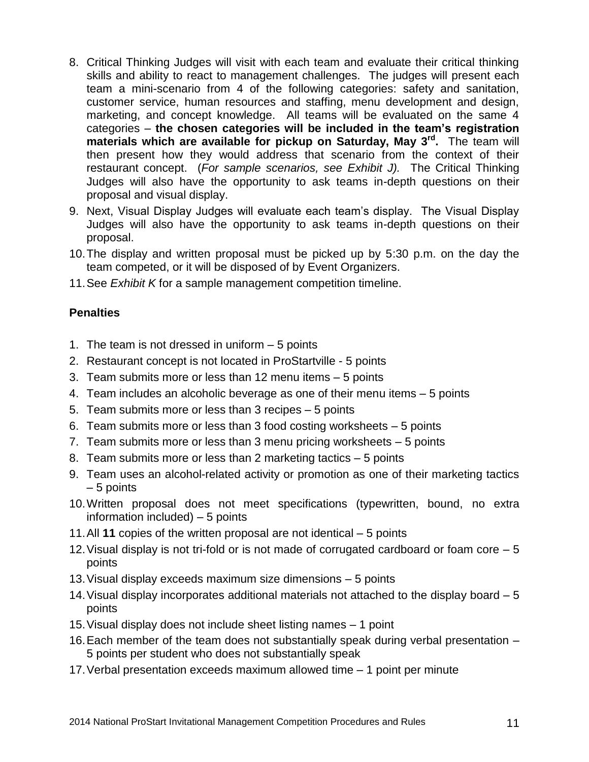8. Critical Thinking Judges will visit with each team and evaluate their critical thinking skills and ability to react to management challenges. The judges will present each team a mini-scenario from 4 of the following categories: safety and sanitation, customer service, human resources and staffing, menu development and design, marketing, and concept knowledge. All teams will be evaluated on the same 4 categories – **the chosen categories will be included in the team's registration materials which are available for pickup on Saturday, May 3rd.** The team will then present how they would address that scenario from the context of their restaurant concept. (*For sample scenarios, see Exhibit J).* The Critical Thinking Judges will also have the opportunity to ask teams in-depth questions on their proposal and visual display.
9. Next, Visual Display Judges will evaluate each team's display. The Visual Display Judges will also have the opportunity to ask teams in-depth questions on their proposal.
10. The display and written proposal must be picked up by 5:30 p.m. on the day the team competed, or it will be disposed of by Event Organizers.
11. See *Exhibit K* for a sample management competition timeline.

**Penalties**

1. The team is not dressed in uniform – 5 points
2. Restaurant concept is not located in ProStartville - 5 points
3. Team submits more or less than 12 menu items – 5 points
4. Team includes an alcoholic beverage as one of their menu items – 5 points
5. Team submits more or less than 3 recipes – 5 points
6. Team submits more or less than 3 food costing worksheets – 5 points
7. Team submits more or less than 3 menu pricing worksheets – 5 points
8. Team submits more or less than 2 marketing tactics – 5 points
9. Team uses an alcohol-related activity or promotion as one of their marketing tactics – 5 points
10. Written proposal does not meet specifications (typewritten, bound, no extra information included) – 5 points
11. All **11** copies of the written proposal are not identical – 5 points
12. Visual display is not tri-fold or is not made of corrugated cardboard or foam core – 5 points
13. Visual display exceeds maximum size dimensions – 5 points
14. Visual display incorporates additional materials not attached to the display board – 5 points
15. Visual display does not include sheet listing names – 1 point
16. Each member of the team does not substantially speak during verbal presentation – 5 points per student who does not substantially speak
17. Verbal presentation exceeds maximum allowed time – 1 point per minute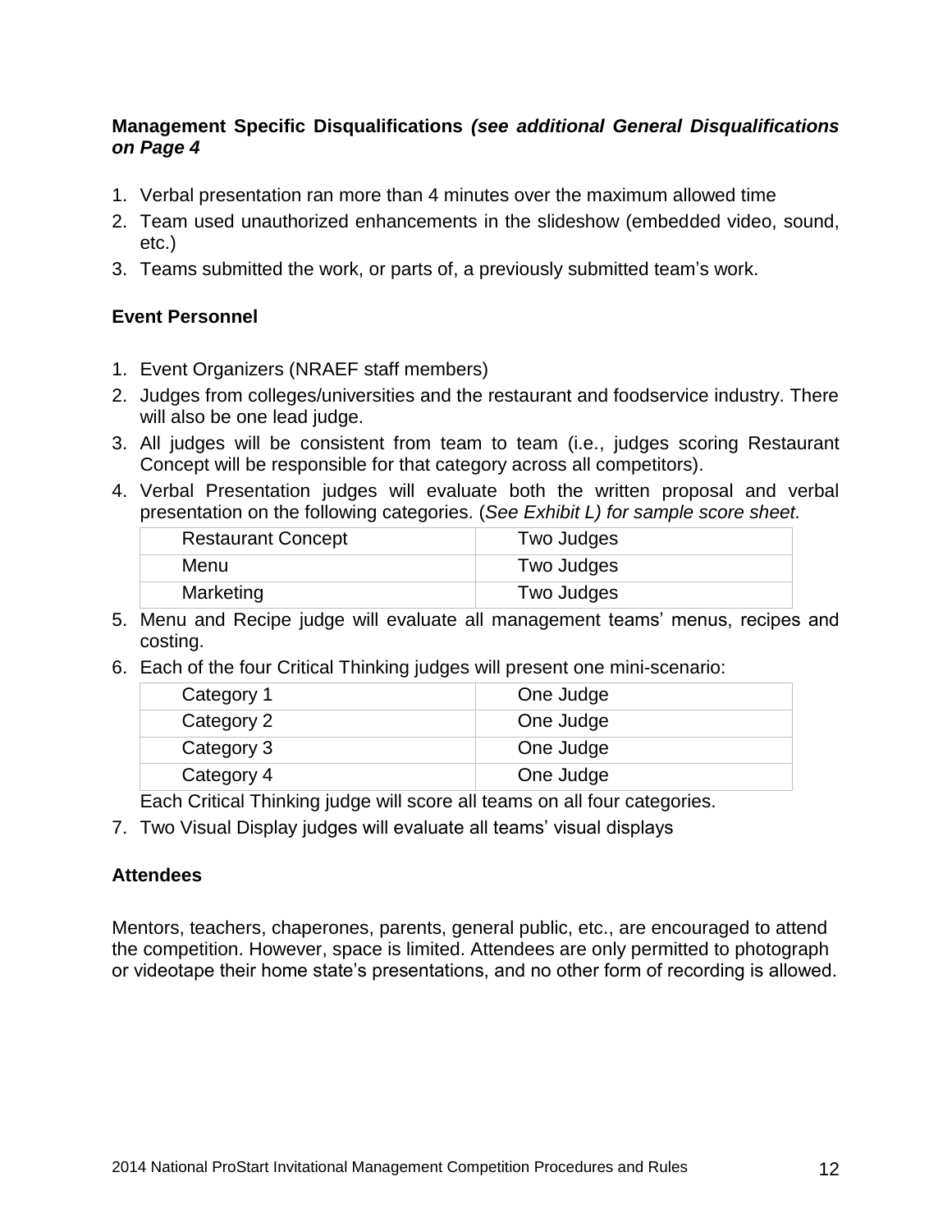**Management Specific Disqualifications *(see additional General Disqualifications on Page 4***

1. Verbal presentation ran more than 4 minutes over the maximum allowed time
2. Team used unauthorized enhancements in the slideshow (embedded video, sound, etc.)
3. Teams submitted the work, or parts of, a previously submitted team's work.

**Event Personnel**

1. Event Organizers (NRAEF staff members)
2. Judges from colleges/universities and the restaurant and foodservice industry. There will also be one lead judge.
3. All judges will be consistent from team to team (i.e., judges scoring Restaurant Concept will be responsible for that category across all competitors).
4. Verbal Presentation judges will evaluate both the written proposal and verbal presentation on the following categories. (*See Exhibit L) for sample score sheet.*

| | |
|---|---|
| Restaurant Concept | Two Judges |
| Menu | Two Judges |
| Marketing | Two Judges |

5. Menu and Recipe judge will evaluate all management teams' menus, recipes and costing.
6. Each of the four Critical Thinking judges will present one mini-scenario:

| | |
|---|---|
| Category 1 | One Judge |
| Category 2 | One Judge |
| Category 3 | One Judge |
| Category 4 | One Judge |

   Each Critical Thinking judge will score all teams on all four categories.

7. Two Visual Display judges will evaluate all teams' visual displays

**Attendees**

Mentors, teachers, chaperones, parents, general public, etc., are encouraged to attend the competition. However, space is limited. Attendees are only permitted to photograph or videotape their home state's presentations, and no other form of recording is allowed.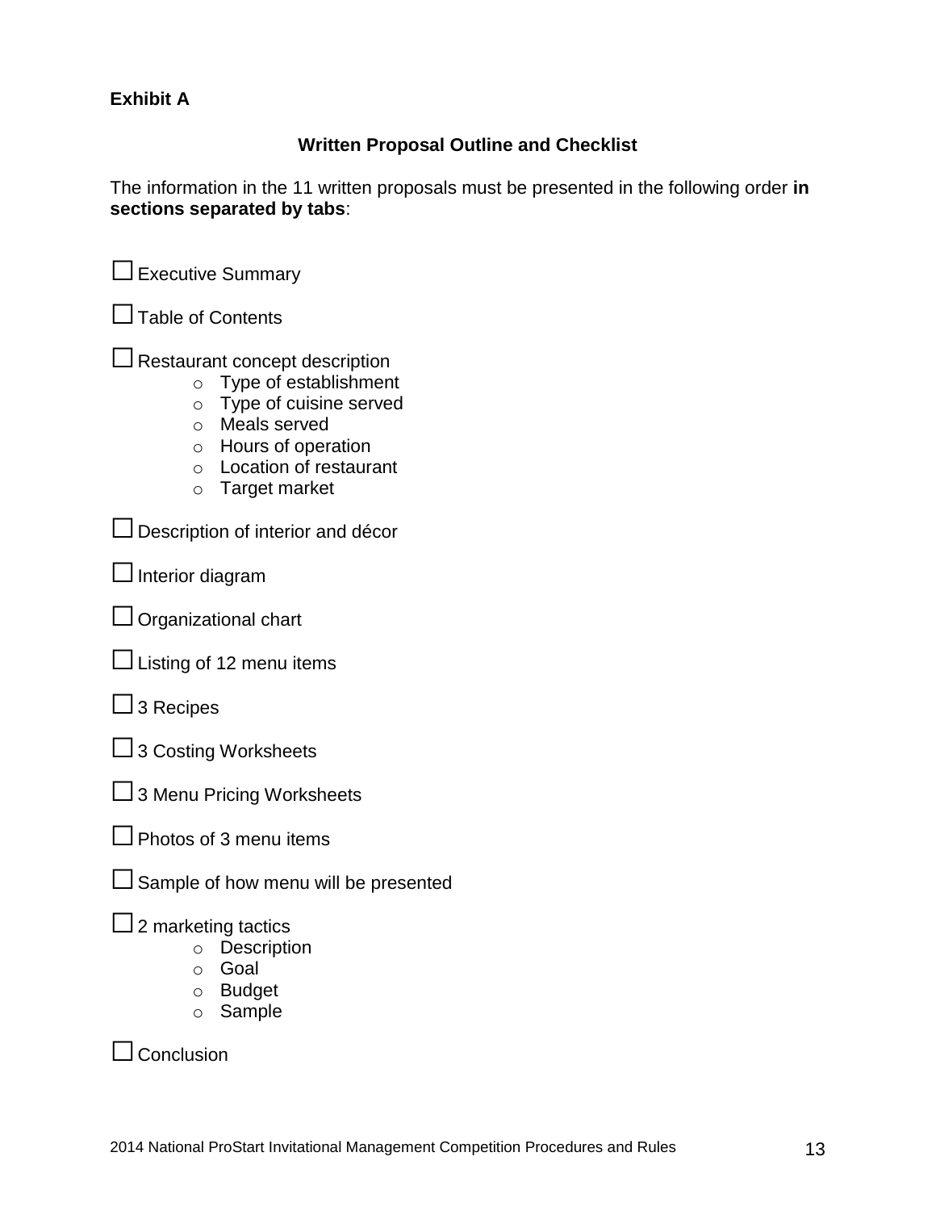**Exhibit A**

## Written Proposal Outline and Checklist

The information in the 11 written proposals must be presented in the following order **in sections separated by tabs**:

- ☐ Executive Summary
- ☐ Table of Contents
- ☐ Restaurant concept description
  - Type of establishment
  - Type of cuisine served
  - Meals served
  - Hours of operation
  - Location of restaurant
  - Target market
- ☐ Description of interior and décor
- ☐ Interior diagram
- ☐ Organizational chart
- ☐ Listing of 12 menu items
- ☐ 3 Recipes
- ☐ 3 Costing Worksheets
- ☐ 3 Menu Pricing Worksheets
- ☐ Photos of 3 menu items
- ☐ Sample of how menu will be presented
- ☐ 2 marketing tactics
  - Description
  - Goal
  - Budget
  - Sample
- ☐ Conclusion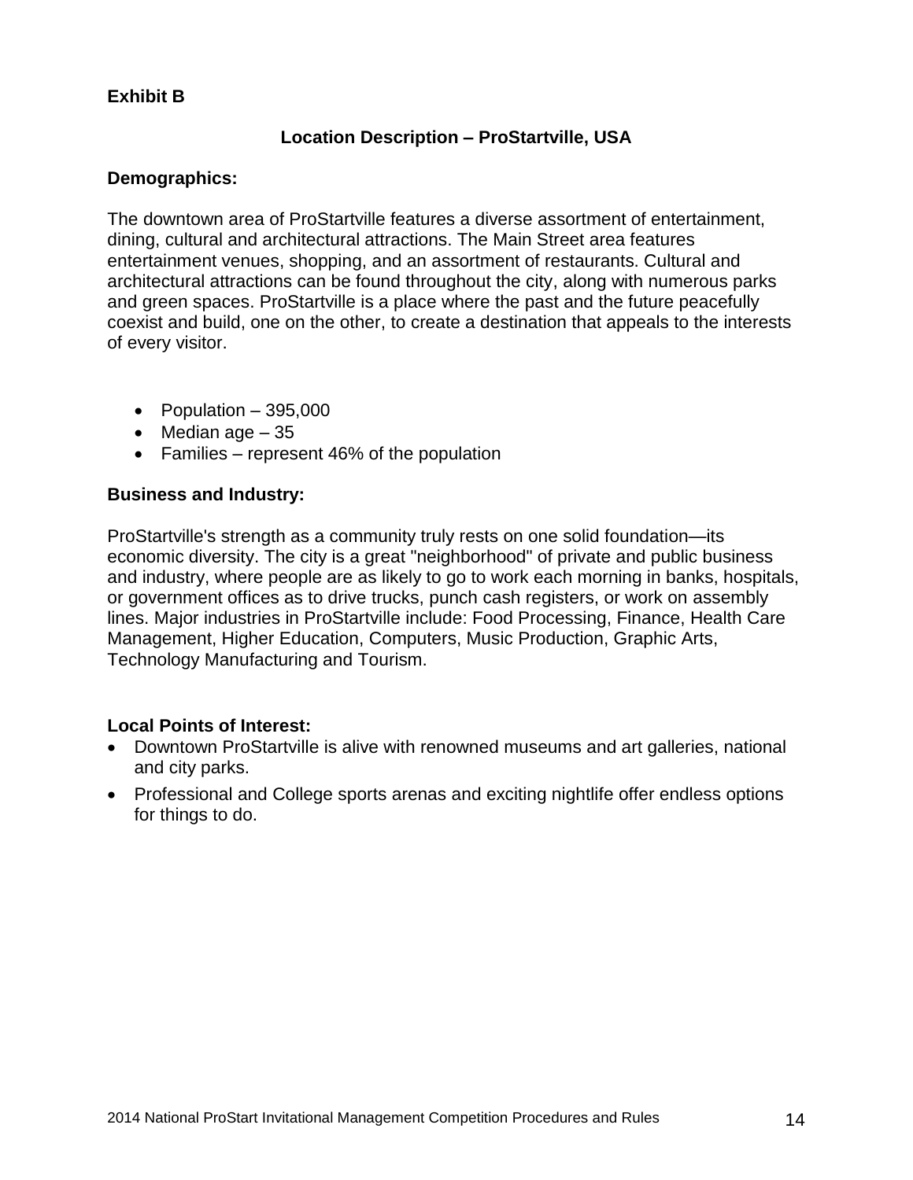**Exhibit B**

## Location Description – ProStartville, USA

**Demographics:**

The downtown area of ProStartville features a diverse assortment of entertainment, dining, cultural and architectural attractions. The Main Street area features entertainment venues, shopping, and an assortment of restaurants. Cultural and architectural attractions can be found throughout the city, along with numerous parks and green spaces. ProStartville is a place where the past and the future peacefully coexist and build, one on the other, to create a destination that appeals to the interests of every visitor.

- Population – 395,000
- Median age – 35
- Families – represent 46% of the population

**Business and Industry:**

ProStartville's strength as a community truly rests on one solid foundation—its economic diversity. The city is a great "neighborhood" of private and public business and industry, where people are as likely to go to work each morning in banks, hospitals, or government offices as to drive trucks, punch cash registers, or work on assembly lines. Major industries in ProStartville include: Food Processing, Finance, Health Care Management, Higher Education, Computers, Music Production, Graphic Arts, Technology Manufacturing and Tourism.

**Local Points of Interest:**

- Downtown ProStartville is alive with renowned museums and art galleries, national and city parks.
- Professional and College sports arenas and exciting nightlife offer endless options for things to do.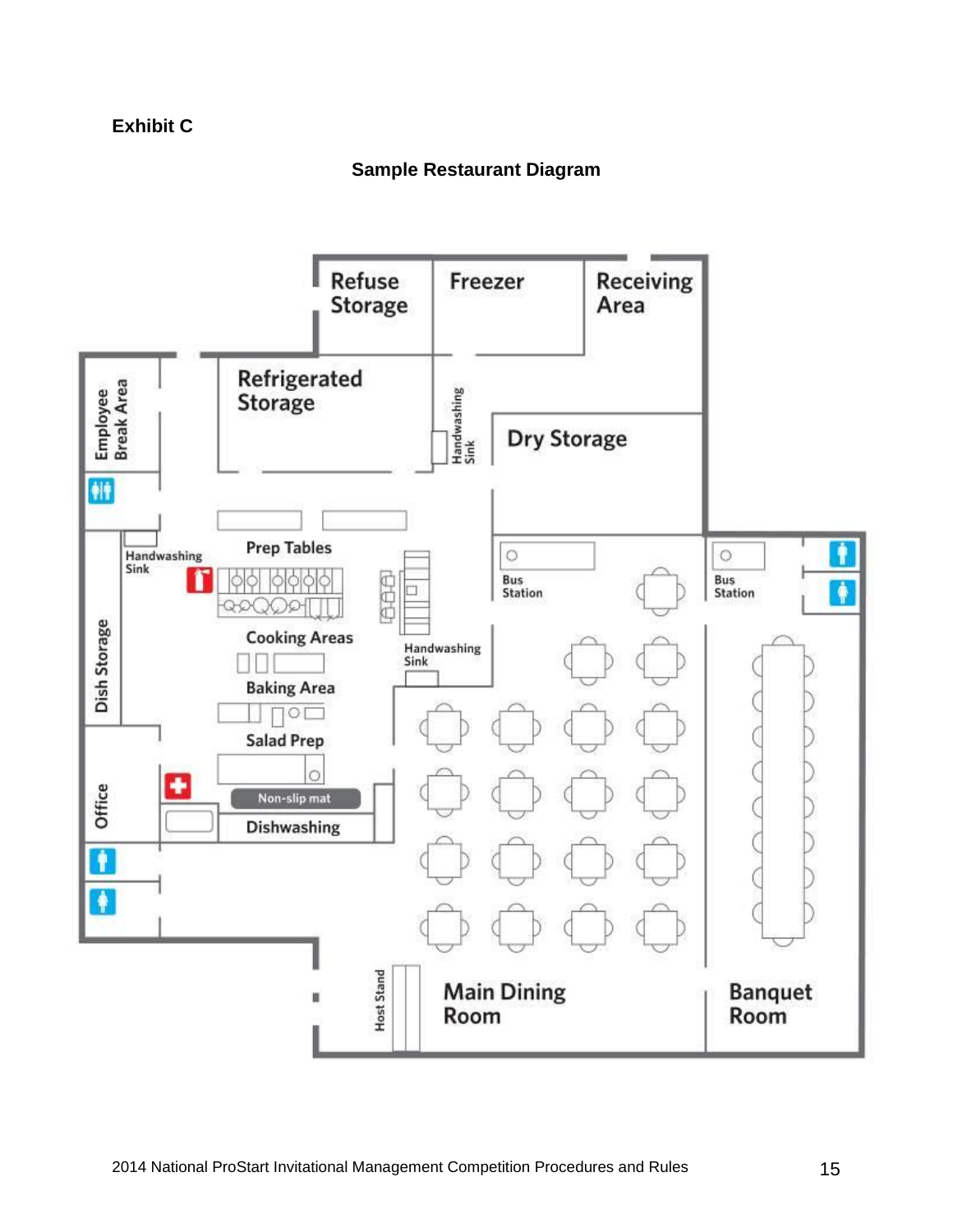**Exhibit C**

**Sample Restaurant Diagram**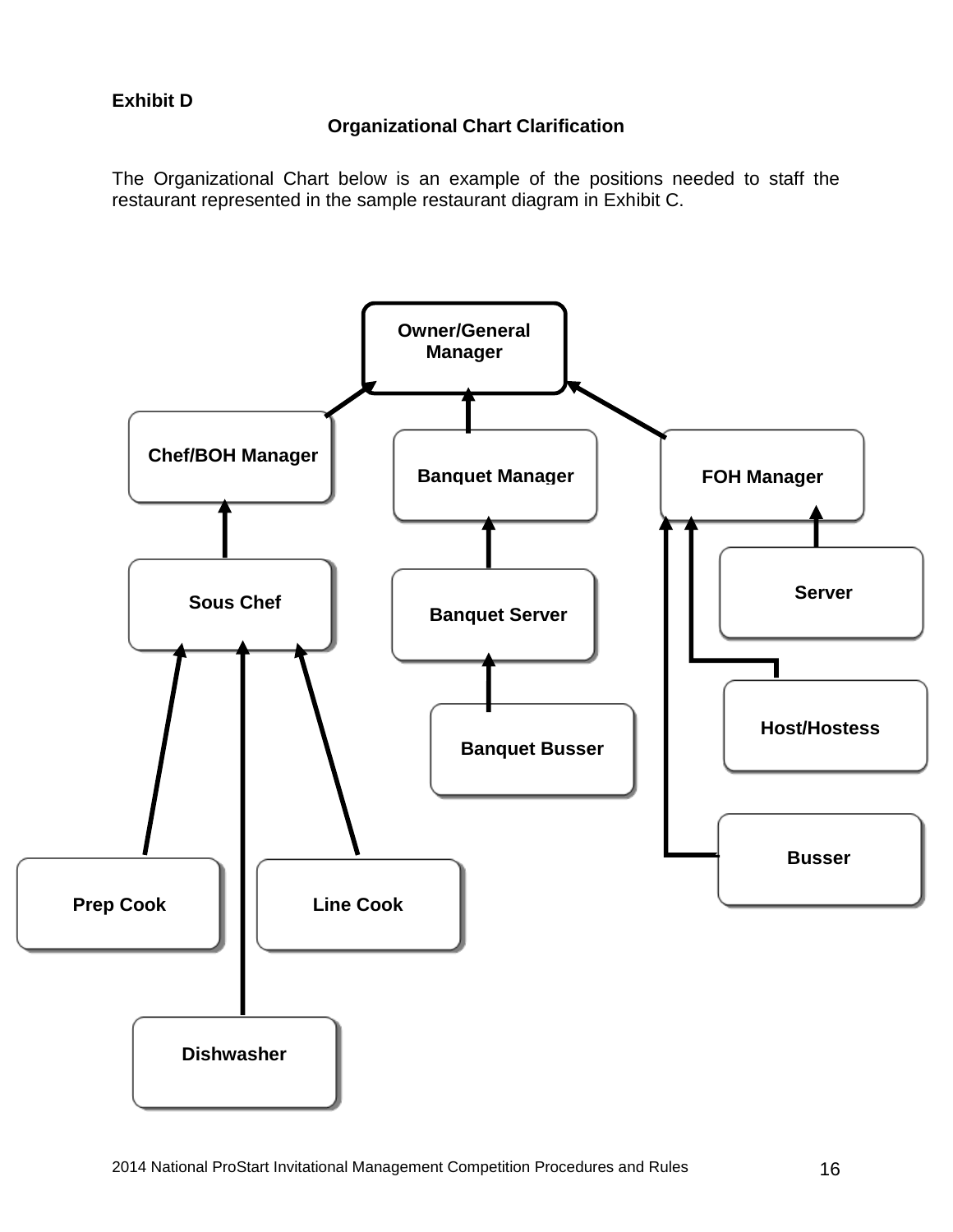**Exhibit D**

## Organizational Chart Clarification

The Organizational Chart below is an example of the positions needed to staff the restaurant represented in the sample restaurant diagram in Exhibit C.

- **Owner/General Manager**
  - **Chef/BOH Manager**
    - **Sous Chef**
      - **Prep Cook**
      - **Line Cook**
      - **Dishwasher**
  - **Banquet Manager**
    - **Banquet Server**
      - **Banquet Busser**
  - **FOH Manager**
    - **Server**
    - **Host/Hostess**
    - **Busser**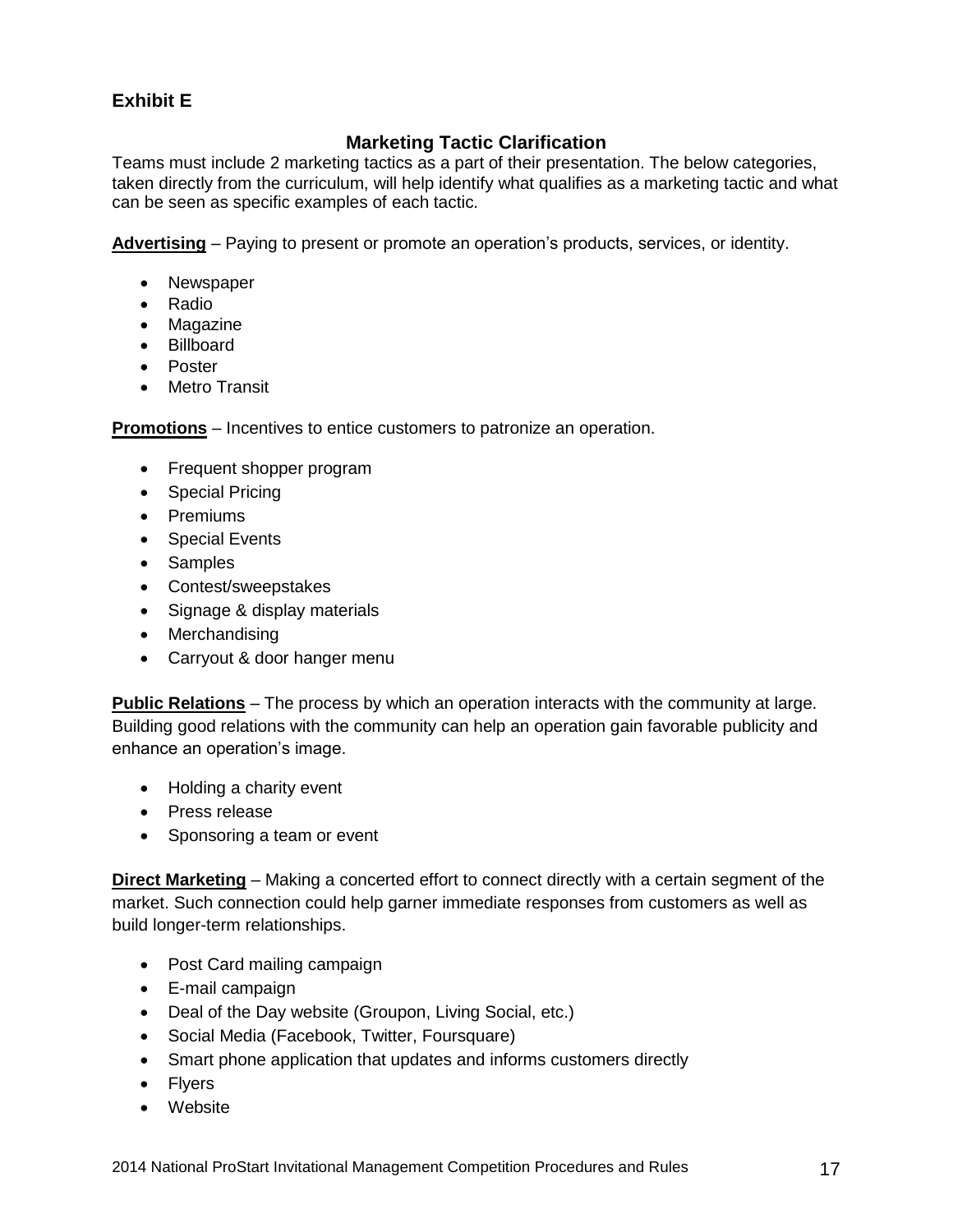## Exhibit E

### Marketing Tactic Clarification

Teams must include 2 marketing tactics as a part of their presentation. The below categories, taken directly from the curriculum, will help identify what qualifies as a marketing tactic and what can be seen as specific examples of each tactic.

**Advertising** – Paying to present or promote an operation's products, services, or identity.

- Newspaper
- Radio
- Magazine
- Billboard
- Poster
- Metro Transit

**Promotions** – Incentives to entice customers to patronize an operation.

- Frequent shopper program
- Special Pricing
- Premiums
- Special Events
- Samples
- Contest/sweepstakes
- Signage & display materials
- Merchandising
- Carryout & door hanger menu

**Public Relations** – The process by which an operation interacts with the community at large. Building good relations with the community can help an operation gain favorable publicity and enhance an operation's image.

- Holding a charity event
- Press release
- Sponsoring a team or event

**Direct Marketing** – Making a concerted effort to connect directly with a certain segment of the market. Such connection could help garner immediate responses from customers as well as build longer-term relationships.

- Post Card mailing campaign
- E-mail campaign
- Deal of the Day website (Groupon, Living Social, etc.)
- Social Media (Facebook, Twitter, Foursquare)
- Smart phone application that updates and informs customers directly
- Flyers
- Website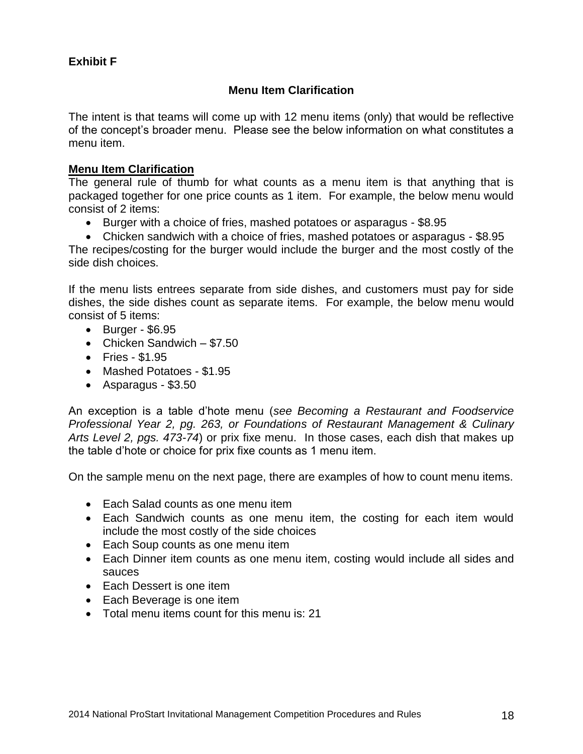**Exhibit F**

## Menu Item Clarification

The intent is that teams will come up with 12 menu items (only) that would be reflective of the concept's broader menu. Please see the below information on what constitutes a menu item.

**Menu Item Clarification**

The general rule of thumb for what counts as a menu item is that anything that is packaged together for one price counts as 1 item. For example, the below menu would consist of 2 items:

- Burger with a choice of fries, mashed potatoes or asparagus - $8.95
- Chicken sandwich with a choice of fries, mashed potatoes or asparagus - $8.95

The recipes/costing for the burger would include the burger and the most costly of the side dish choices.

If the menu lists entrees separate from side dishes, and customers must pay for side dishes, the side dishes count as separate items. For example, the below menu would consist of 5 items:

- Burger - $6.95
- Chicken Sandwich – $7.50
- Fries - $1.95
- Mashed Potatoes - $1.95
- Asparagus - $3.50

An exception is a table d'hote menu (*see Becoming a Restaurant and Foodservice Professional Year 2, pg. 263, or Foundations of Restaurant Management & Culinary Arts Level 2, pgs. 473-74*) or prix fixe menu. In those cases, each dish that makes up the table d'hote or choice for prix fixe counts as 1 menu item.

On the sample menu on the next page, there are examples of how to count menu items.

- Each Salad counts as one menu item
- Each Sandwich counts as one menu item, the costing for each item would include the most costly of the side choices
- Each Soup counts as one menu item
- Each Dinner item counts as one menu item, costing would include all sides and sauces
- Each Dessert is one item
- Each Beverage is one item
- Total menu items count for this menu is: 21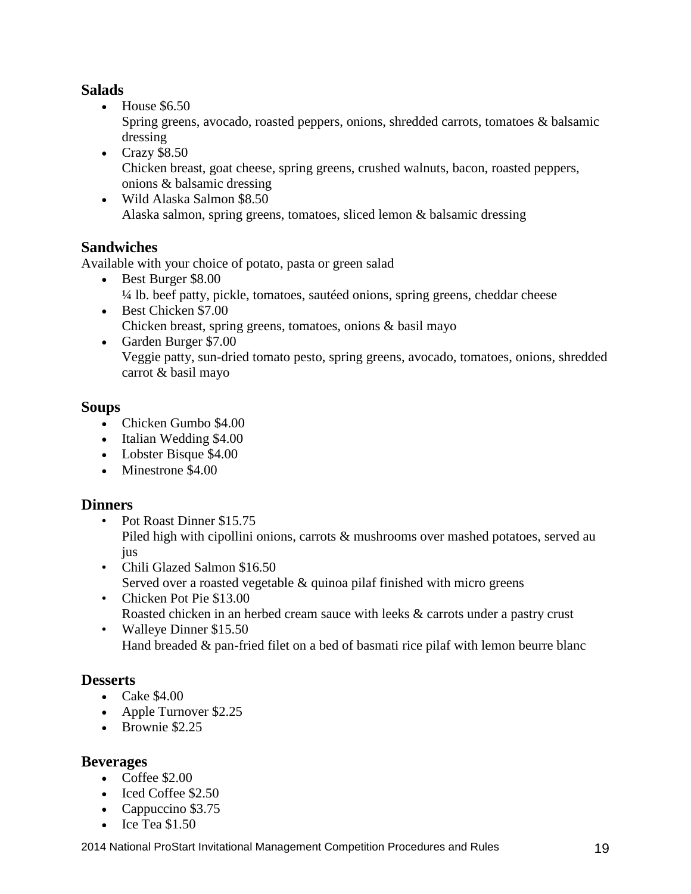## Salads

- House $6.50
  Spring greens, avocado, roasted peppers, onions, shredded carrots, tomatoes & balsamic dressing
- Crazy $8.50
  Chicken breast, goat cheese, spring greens, crushed walnuts, bacon, roasted peppers, onions & balsamic dressing
- Wild Alaska Salmon $8.50
  Alaska salmon, spring greens, tomatoes, sliced lemon & balsamic dressing

## Sandwiches

Available with your choice of potato, pasta or green salad

- Best Burger $8.00
  ¼ lb. beef patty, pickle, tomatoes, sautéed onions, spring greens, cheddar cheese
- Best Chicken $7.00
  Chicken breast, spring greens, tomatoes, onions & basil mayo
- Garden Burger $7.00
  Veggie patty, sun-dried tomato pesto, spring greens, avocado, tomatoes, onions, shredded carrot & basil mayo

## Soups

- Chicken Gumbo $4.00
- Italian Wedding $4.00
- Lobster Bisque $4.00
- Minestrone $4.00

## Dinners

- Pot Roast Dinner $15.75
  Piled high with cipollini onions, carrots & mushrooms over mashed potatoes, served au jus
- Chili Glazed Salmon $16.50
  Served over a roasted vegetable & quinoa pilaf finished with micro greens
- Chicken Pot Pie $13.00
  Roasted chicken in an herbed cream sauce with leeks & carrots under a pastry crust
- Walleye Dinner $15.50
  Hand breaded & pan-fried filet on a bed of basmati rice pilaf with lemon beurre blanc

## Desserts

- Cake $4.00
- Apple Turnover $2.25
- Brownie $2.25

## Beverages

- Coffee $2.00
- Iced Coffee $2.50
- Cappuccino $3.75
- Ice Tea $1.50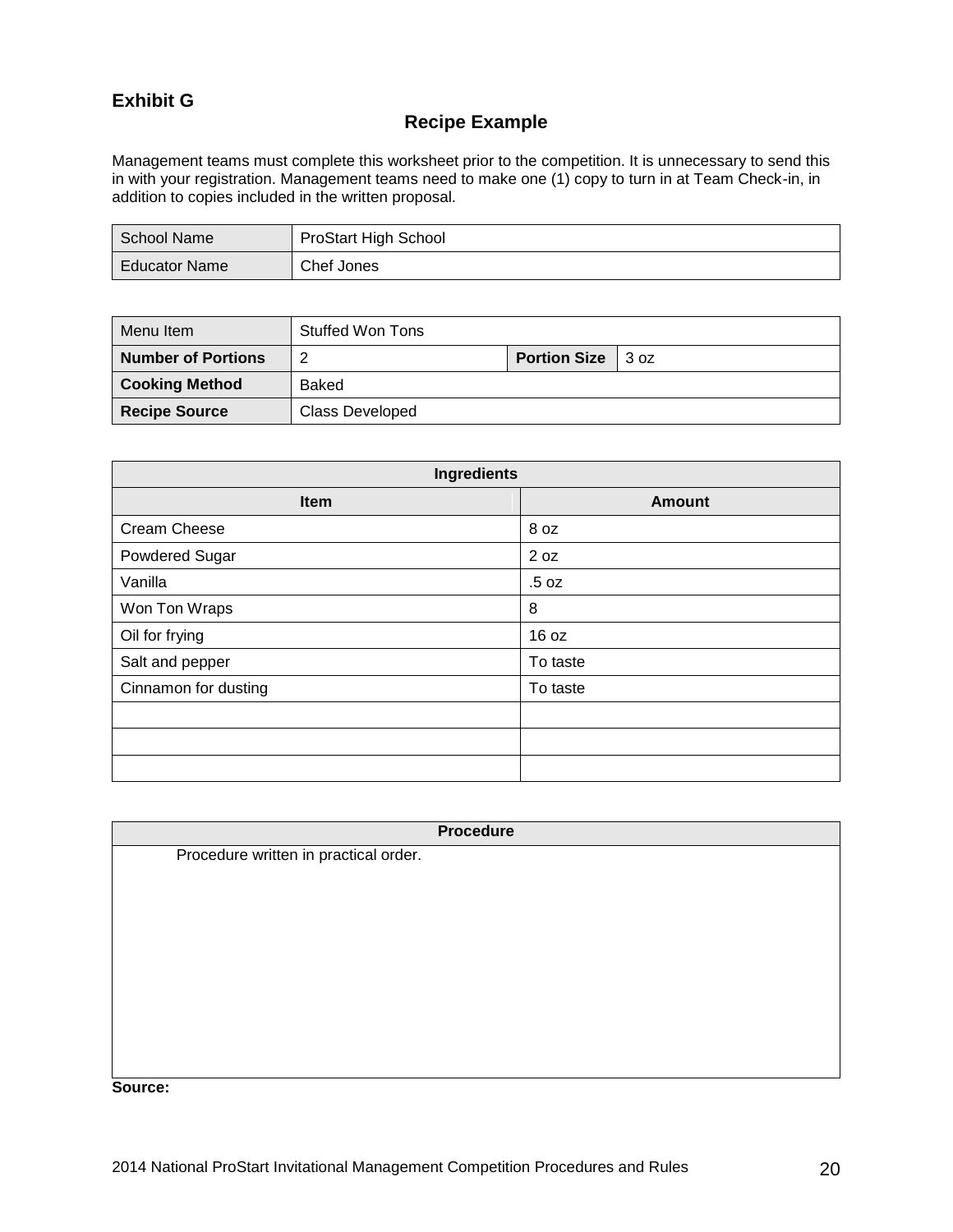## Exhibit G

### Recipe Example

Management teams must complete this worksheet prior to the competition. It is unnecessary to send this in with your registration. Management teams need to make one (1) copy to turn in at Team Check-in, in addition to copies included in the written proposal.

| School Name | ProStart High School |
|---|---|
| Educator Name | Chef Jones |

| Menu Item | Stuffed Won Tons | | |
|---|---|---|---|
| **Number of Portions** | 2 | **Portion Size** | 3 oz |
| **Cooking Method** | Baked | | |
| **Recipe Source** | Class Developed | | |

| **Ingredients** | |
|---|---|
| **Item** | **Amount** |
| Cream Cheese | 8 oz |
| Powdered Sugar | 2 oz |
| Vanilla | .5 oz |
| Won Ton Wraps | 8 |
| Oil for frying | 16 oz |
| Salt and pepper | To taste |
| Cinnamon for dusting | To taste |
| | |
| | |
| | |

| **Procedure** |
|---|
| Procedure written in practical order. |

**Source:**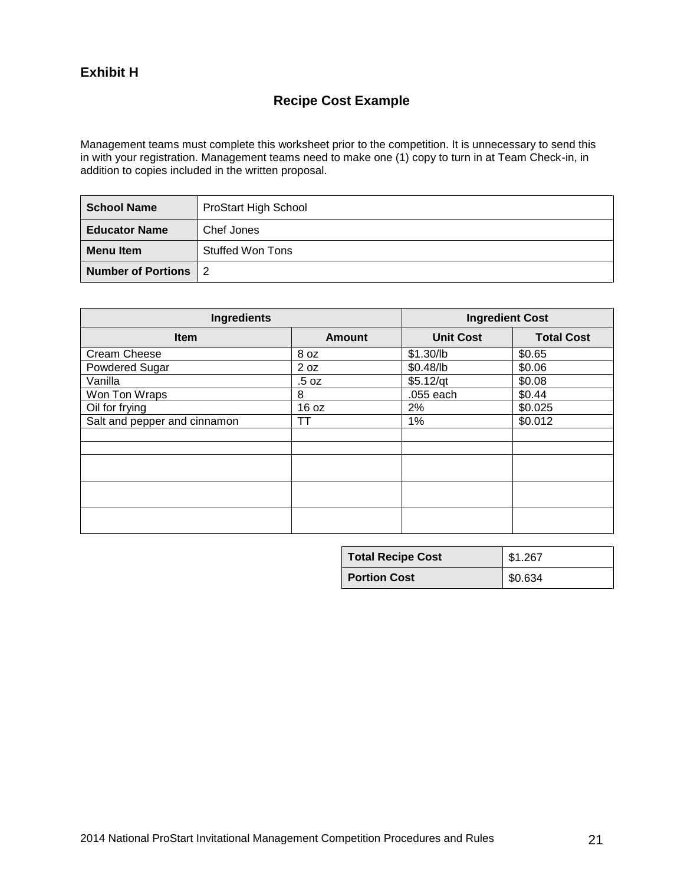## Exhibit H

### Recipe Cost Example

Management teams must complete this worksheet prior to the competition. It is unnecessary to send this in with your registration. Management teams need to make one (1) copy to turn in at Team Check-in, in addition to copies included in the written proposal.

| | |
|---|---|
| **School Name** | ProStart High School |
| **Educator Name** | Chef Jones |
| **Menu Item** | Stuffed Won Tons |
| **Number of Portions** | 2 |

| **Ingredients** | | **Ingredient Cost** | |
|---|---|---|---|
| **Item** | **Amount** | **Unit Cost** | **Total Cost** |
| Cream Cheese | 8 oz | $1.30/lb | $0.65 |
| Powdered Sugar | 2 oz | $0.48/lb | $0.06 |
| Vanilla | .5 oz | $5.12/qt | $0.08 |
| Won Ton Wraps | 8 | .055 each | $0.44 |
| Oil for frying | 16 oz | 2% | $0.025 |
| Salt and pepper and cinnamon | TT | 1% | $0.012 |
| | | | |
| | | | |
| | | | |
| | | | |
| | | | |

| | |
|---|---|
| **Total Recipe Cost** | $1.267 |
| **Portion Cost** | $0.634 |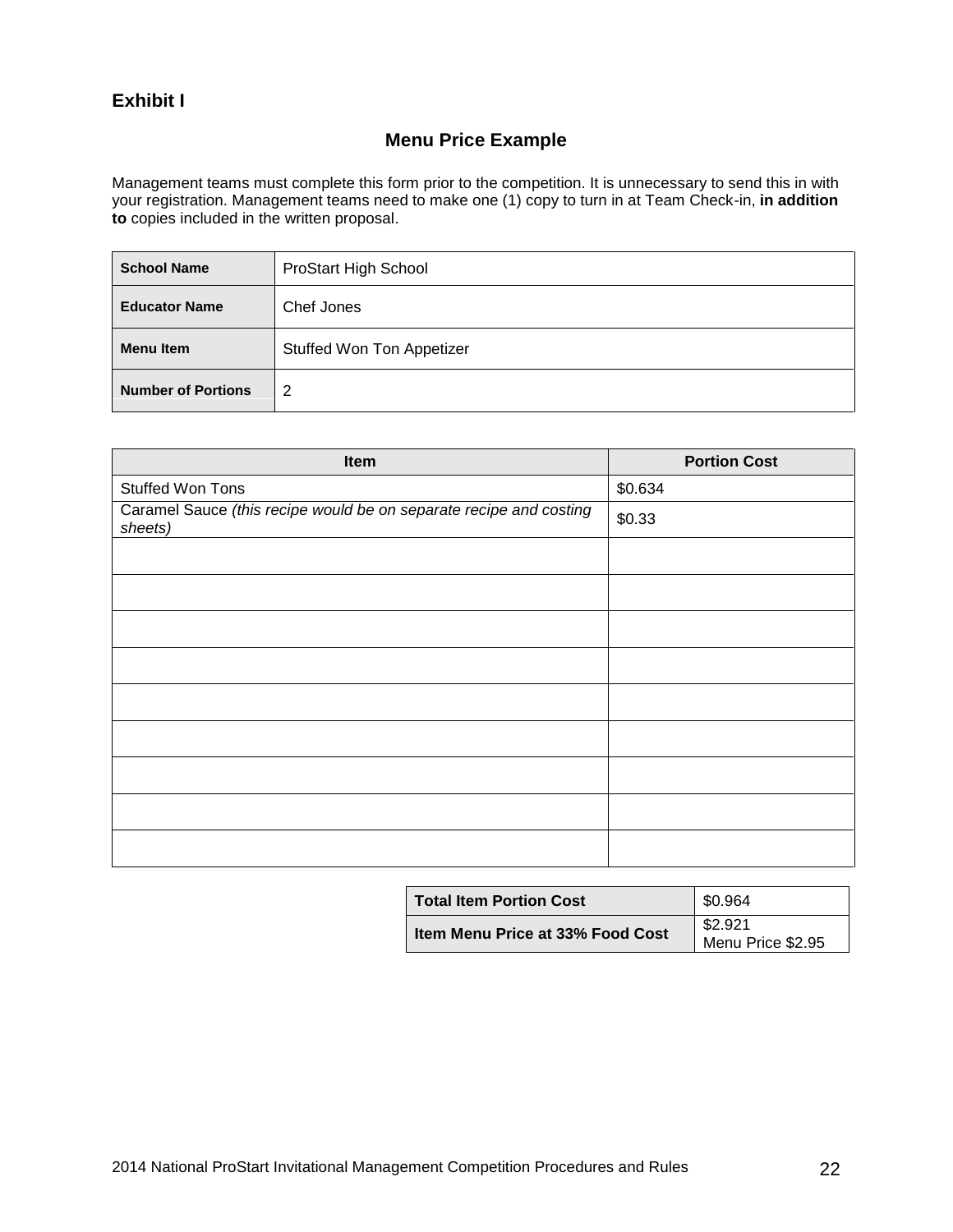## Exhibit I

### Menu Price Example

Management teams must complete this form prior to the competition. It is unnecessary to send this in with your registration. Management teams need to make one (1) copy to turn in at Team Check-in, **in addition to** copies included in the written proposal.

| | |
|---|---|
| **School Name** | ProStart High School |
| **Educator Name** | Chef Jones |
| **Menu Item** | Stuffed Won Ton Appetizer |
| **Number of Portions** | 2 |

| Item | Portion Cost |
|---|---|
| Stuffed Won Tons | $0.634 |
| Caramel Sauce *(this recipe would be on separate recipe and costing sheets)* | $0.33 |
| | |
| | |
| | |
| | |
| | |
| | |
| | |
| | |
| | |

| | |
|---|---|
| **Total Item Portion Cost** | $0.964 |
| **Item Menu Price at 33% Food Cost** | $2.921<br>Menu Price $2.95 |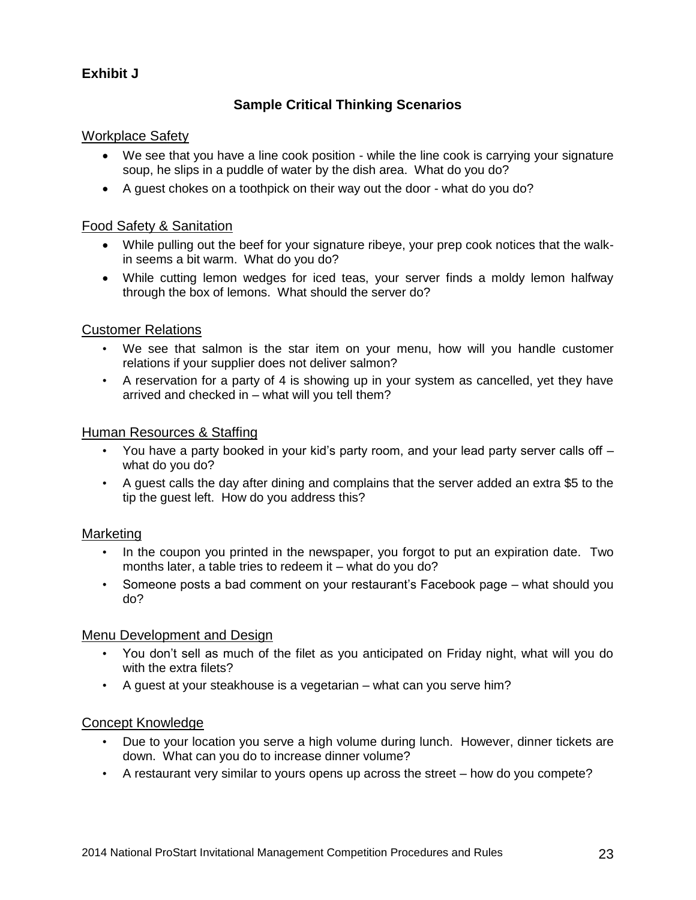**Exhibit J**

## Sample Critical Thinking Scenarios

### Workplace Safety

- We see that you have a line cook position - while the line cook is carrying your signature soup, he slips in a puddle of water by the dish area. What do you do?
- A guest chokes on a toothpick on their way out the door - what do you do?

### Food Safety & Sanitation

- While pulling out the beef for your signature ribeye, your prep cook notices that the walk-in seems a bit warm. What do you do?
- While cutting lemon wedges for iced teas, your server finds a moldy lemon halfway through the box of lemons. What should the server do?

### Customer Relations

- We see that salmon is the star item on your menu, how will you handle customer relations if your supplier does not deliver salmon?
- A reservation for a party of 4 is showing up in your system as cancelled, yet they have arrived and checked in – what will you tell them?

### Human Resources & Staffing

- You have a party booked in your kid's party room, and your lead party server calls off – what do you do?
- A guest calls the day after dining and complains that the server added an extra $5 to the tip the guest left. How do you address this?

### Marketing

- In the coupon you printed in the newspaper, you forgot to put an expiration date. Two months later, a table tries to redeem it – what do you do?
- Someone posts a bad comment on your restaurant's Facebook page – what should you do?

### Menu Development and Design

- You don't sell as much of the filet as you anticipated on Friday night, what will you do with the extra filets?
- A guest at your steakhouse is a vegetarian – what can you serve him?

### Concept Knowledge

- Due to your location you serve a high volume during lunch. However, dinner tickets are down. What can you do to increase dinner volume?
- A restaurant very similar to yours opens up across the street – how do you compete?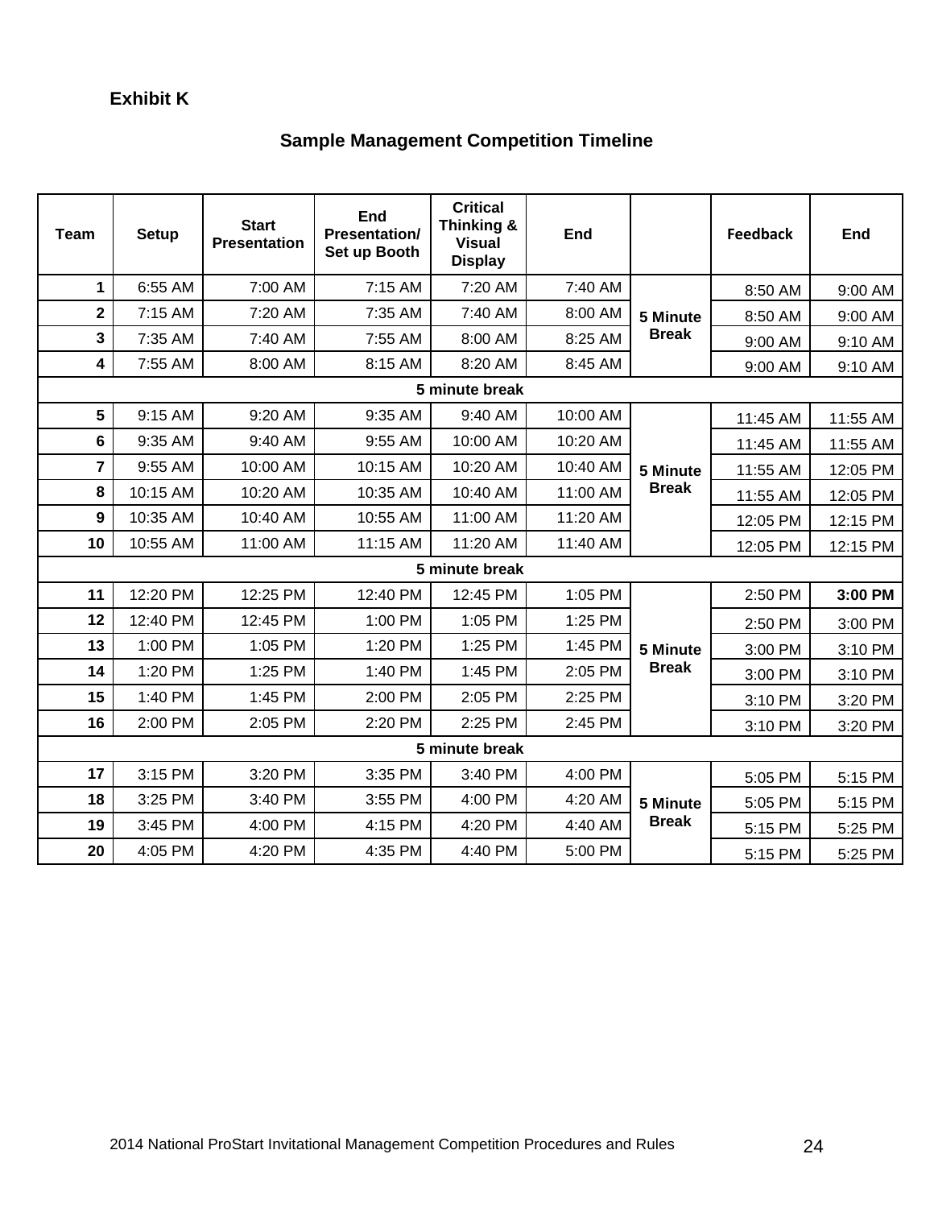**Exhibit K**

## Sample Management Competition Timeline

| Team | Setup | Start Presentation | End Presentation/ Set up Booth | Critical Thinking & Visual Display | End | | Feedback | End |
|---|---|---|---|---|---|---|---|---|
| 1 | 6:55 AM | 7:00 AM | 7:15 AM | 7:20 AM | 7:40 AM | 5 Minute Break | 8:50 AM | 9:00 AM |
| 2 | 7:15 AM | 7:20 AM | 7:35 AM | 7:40 AM | 8:00 AM | | 8:50 AM | 9:00 AM |
| 3 | 7:35 AM | 7:40 AM | 7:55 AM | 8:00 AM | 8:25 AM | | 9:00 AM | 9:10 AM |
| 4 | 7:55 AM | 8:00 AM | 8:15 AM | 8:20 AM | 8:45 AM | | 9:00 AM | 9:10 AM |
| **5 minute break** | | | | | | | | |
| 5 | 9:15 AM | 9:20 AM | 9:35 AM | 9:40 AM | 10:00 AM | 5 Minute Break | 11:45 AM | 11:55 AM |
| 6 | 9:35 AM | 9:40 AM | 9:55 AM | 10:00 AM | 10:20 AM | | 11:45 AM | 11:55 AM |
| 7 | 9:55 AM | 10:00 AM | 10:15 AM | 10:20 AM | 10:40 AM | | 11:55 AM | 12:05 PM |
| 8 | 10:15 AM | 10:20 AM | 10:35 AM | 10:40 AM | 11:00 AM | | 11:55 AM | 12:05 PM |
| 9 | 10:35 AM | 10:40 AM | 10:55 AM | 11:00 AM | 11:20 AM | | 12:05 PM | 12:15 PM |
| 10 | 10:55 AM | 11:00 AM | 11:15 AM | 11:20 AM | 11:40 AM | | 12:05 PM | 12:15 PM |
| **5 minute break** | | | | | | | | |
| 11 | 12:20 PM | 12:25 PM | 12:40 PM | 12:45 PM | 1:05 PM | 5 Minute Break | 2:50 PM | **3:00 PM** |
| 12 | 12:40 PM | 12:45 PM | 1:00 PM | 1:05 PM | 1:25 PM | | 2:50 PM | 3:00 PM |
| 13 | 1:00 PM | 1:05 PM | 1:20 PM | 1:25 PM | 1:45 PM | | 3:00 PM | 3:10 PM |
| 14 | 1:20 PM | 1:25 PM | 1:40 PM | 1:45 PM | 2:05 PM | | 3:00 PM | 3:10 PM |
| 15 | 1:40 PM | 1:45 PM | 2:00 PM | 2:05 PM | 2:25 PM | | 3:10 PM | 3:20 PM |
| 16 | 2:00 PM | 2:05 PM | 2:20 PM | 2:25 PM | 2:45 PM | | 3:10 PM | 3:20 PM |
| **5 minute break** | | | | | | | | |
| 17 | 3:15 PM | 3:20 PM | 3:35 PM | 3:40 PM | 4:00 PM | 5 Minute Break | 5:05 PM | 5:15 PM |
| 18 | 3:25 PM | 3:40 PM | 3:55 PM | 4:00 PM | 4:20 AM | | 5:05 PM | 5:15 PM |
| 19 | 3:45 PM | 4:00 PM | 4:15 PM | 4:20 PM | 4:40 AM | | 5:15 PM | 5:25 PM |
| 20 | 4:05 PM | 4:20 PM | 4:35 PM | 4:40 PM | 5:00 PM | | 5:15 PM | 5:25 PM |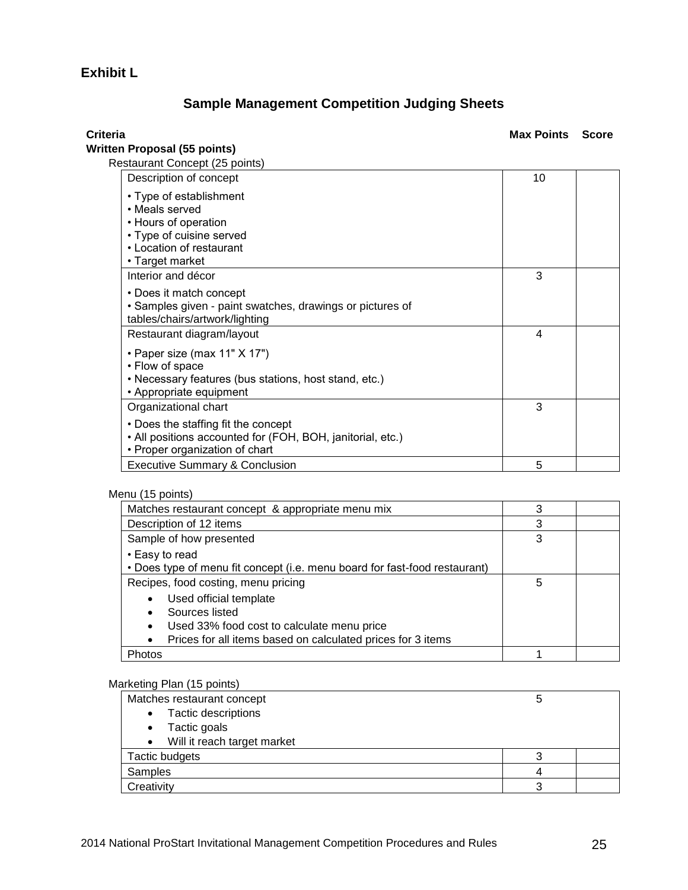**Exhibit L**

## Sample Management Competition Judging Sheets

**Criteria** | **Max Points** | **Score**

**Written Proposal (55 points)**

Restaurant Concept (25 points)

| Criteria | Max Points | Score |
|---|---|---|
| Description of concept<br>• Type of establishment<br>• Meals served<br>• Hours of operation<br>• Type of cuisine served<br>• Location of restaurant<br>• Target market | 10 | |
| Interior and décor<br>• Does it match concept<br>• Samples given - paint swatches, drawings or pictures of tables/chairs/artwork/lighting | 3 | |
| Restaurant diagram/layout<br>• Paper size (max 11" X 17")<br>• Flow of space<br>• Necessary features (bus stations, host stand, etc.)<br>• Appropriate equipment | 4 | |
| Organizational chart<br>• Does the staffing fit the concept<br>• All positions accounted for (FOH, BOH, janitorial, etc.)<br>• Proper organization of chart | 3 | |
| Executive Summary & Conclusion | 5 | |

Menu (15 points)

| Criteria | Max Points | Score |
|---|---|---|
| Matches restaurant concept & appropriate menu mix | 3 | |
| Description of 12 items | 3 | |
| Sample of how presented<br>• Easy to read<br>• Does type of menu fit concept (i.e. menu board for fast-food restaurant) | 3 | |
| Recipes, food costing, menu pricing<br>• Used official template<br>• Sources listed<br>• Used 33% food cost to calculate menu price<br>• Prices for all items based on calculated prices for 3 items | 5 | |
| Photos | 1 | |

Marketing Plan (15 points)

| Criteria | Max Points | Score |
|---|---|---|
| Matches restaurant concept<br>• Tactic descriptions<br>• Tactic goals<br>• Will it reach target market | 5 | |
| Tactic budgets | 3 | |
| Samples | 4 | |
| Creativity | 3 | |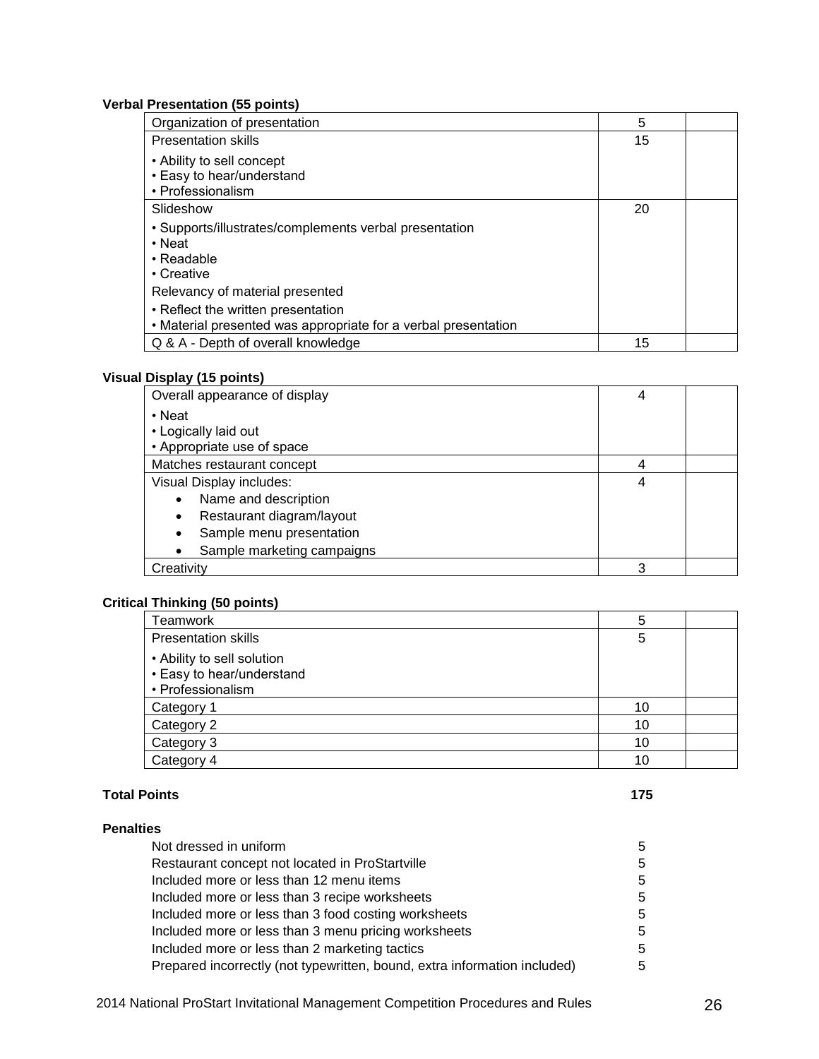**Verbal Presentation (55 points)**

| | | |
|---|---|---|
| Organization of presentation | 5 | |
| Presentation skills<br>• Ability to sell concept<br>• Easy to hear/understand<br>• Professionalism | 15 | |
| Slideshow<br>• Supports/illustrates/complements verbal presentation<br>• Neat<br>• Readable<br>• Creative<br>Relevancy of material presented<br>• Reflect the written presentation<br>• Material presented was appropriate for a verbal presentation | 20 | |
| Q & A - Depth of overall knowledge | 15 | |

**Visual Display (15 points)**

| | | |
|---|---|---|
| Overall appearance of display<br>• Neat<br>• Logically laid out<br>• Appropriate use of space | 4 | |
| Matches restaurant concept | 4 | |
| Visual Display includes:<br>• Name and description<br>• Restaurant diagram/layout<br>• Sample menu presentation<br>• Sample marketing campaigns | 4 | |
| Creativity | 3 | |

**Critical Thinking (50 points)**

| | | |
|---|---|---|
| Teamwork | 5 | |
| Presentation skills<br>• Ability to sell solution<br>• Easy to hear/understand<br>• Professionalism | 5 | |
| Category 1 | 10 | |
| Category 2 | 10 | |
| Category 3 | 10 | |
| Category 4 | 10 | |

**Total Points** **175**

**Penalties**

| | |
|---|---|
| Not dressed in uniform | 5 |
| Restaurant concept not located in ProStartville | 5 |
| Included more or less than 12 menu items | 5 |
| Included more or less than 3 recipe worksheets | 5 |
| Included more or less than 3 food costing worksheets | 5 |
| Included more or less than 3 menu pricing worksheets | 5 |
| Included more or less than 2 marketing tactics | 5 |
| Prepared incorrectly (not typewritten, bound, extra information included) | 5 |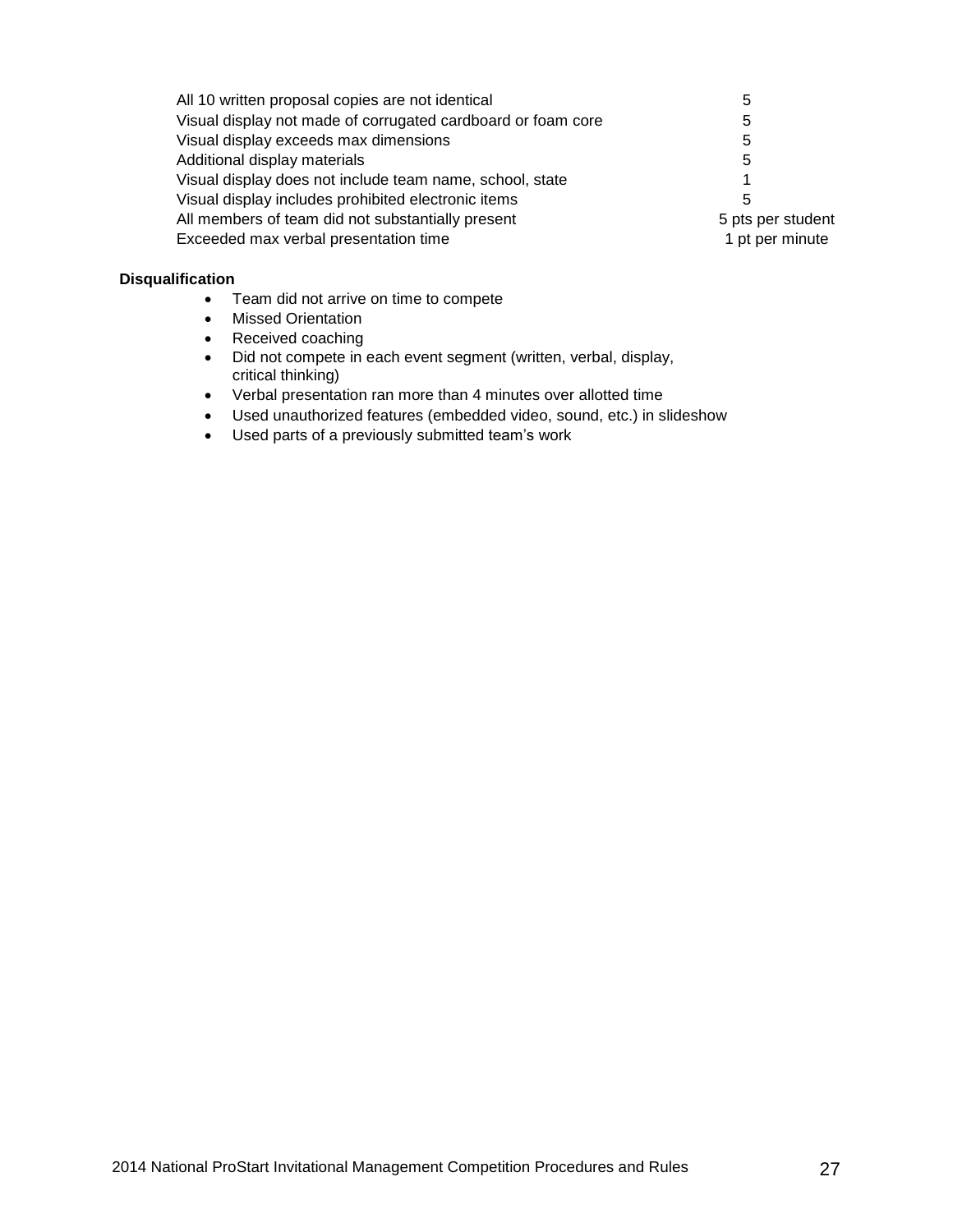| | |
|---|---|
| All 10 written proposal copies are not identical | 5 |
| Visual display not made of corrugated cardboard or foam core | 5 |
| Visual display exceeds max dimensions | 5 |
| Additional display materials | 5 |
| Visual display does not include team name, school, state | 1 |
| Visual display includes prohibited electronic items | 5 |
| All members of team did not substantially present | 5 pts per student |
| Exceeded max verbal presentation time | 1 pt per minute |

**Disqualification**

- Team did not arrive on time to compete
- Missed Orientation
- Received coaching
- Did not compete in each event segment (written, verbal, display, critical thinking)
- Verbal presentation ran more than 4 minutes over allotted time
- Used unauthorized features (embedded video, sound, etc.) in slideshow
- Used parts of a previously submitted team's work